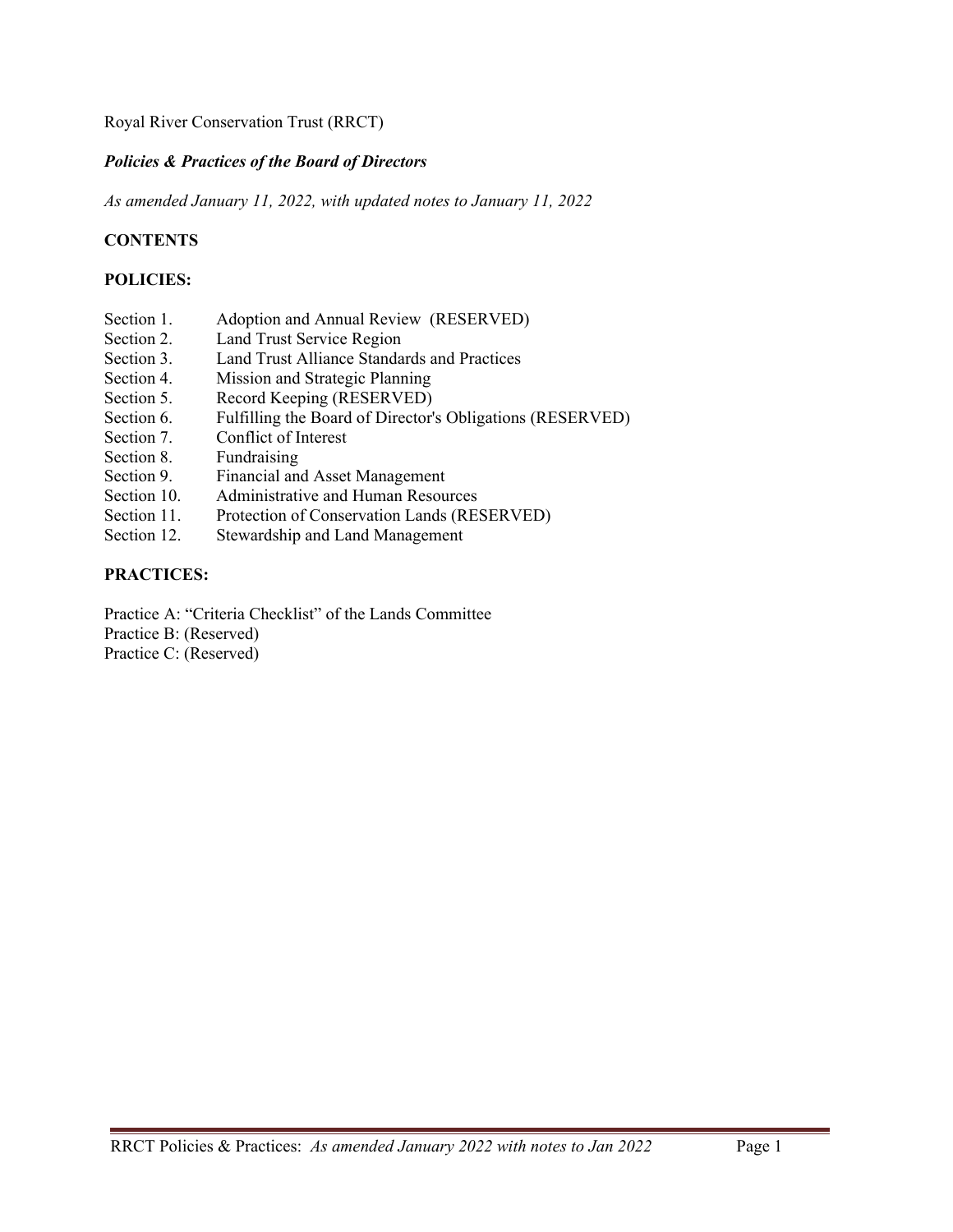Royal River Conservation Trust (RRCT)

***Policies & Practices of the Board of Directors***

*As amended January 11, 2022, with updated notes to January 11, 2022*

**CONTENTS**

**POLICIES:**

| | |
|---|---|
| Section 1. | Adoption and Annual Review (RESERVED) |
| Section 2. | Land Trust Service Region |
| Section 3. | Land Trust Alliance Standards and Practices |
| Section 4. | Mission and Strategic Planning |
| Section 5. | Record Keeping (RESERVED) |
| Section 6. | Fulfilling the Board of Director's Obligations (RESERVED) |
| Section 7. | Conflict of Interest |
| Section 8. | Fundraising |
| Section 9. | Financial and Asset Management |
| Section 10. | Administrative and Human Resources |
| Section 11. | Protection of Conservation Lands (RESERVED) |
| Section 12. | Stewardship and Land Management |

**PRACTICES:**

Practice A: "Criteria Checklist" of the Lands Committee
Practice B: (Reserved)
Practice C: (Reserved)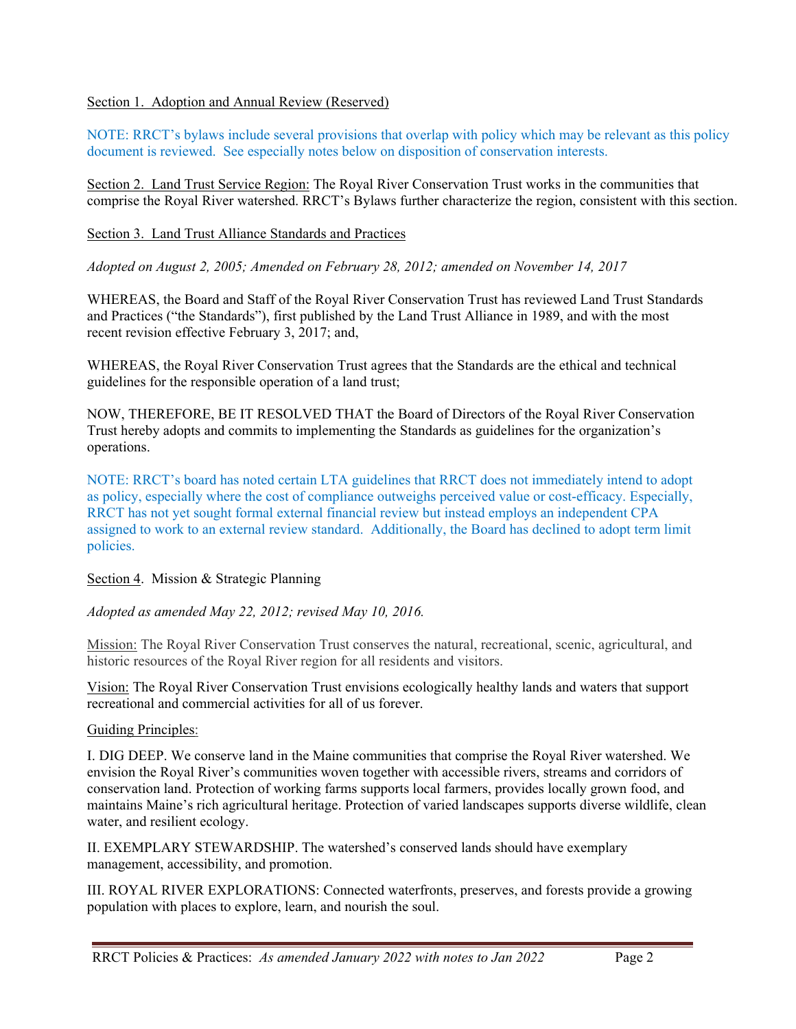Section 1. Adoption and Annual Review (Reserved)

NOTE: RRCT's bylaws include several provisions that overlap with policy which may be relevant as this policy document is reviewed. See especially notes below on disposition of conservation interests.

Section 2. Land Trust Service Region: The Royal River Conservation Trust works in the communities that comprise the Royal River watershed. RRCT's Bylaws further characterize the region, consistent with this section.

Section 3. Land Trust Alliance Standards and Practices

*Adopted on August 2, 2005; Amended on February 28, 2012; amended on November 14, 2017*

WHEREAS, the Board and Staff of the Royal River Conservation Trust has reviewed Land Trust Standards and Practices ("the Standards"), first published by the Land Trust Alliance in 1989, and with the most recent revision effective February 3, 2017; and,

WHEREAS, the Royal River Conservation Trust agrees that the Standards are the ethical and technical guidelines for the responsible operation of a land trust;

NOW, THEREFORE, BE IT RESOLVED THAT the Board of Directors of the Royal River Conservation Trust hereby adopts and commits to implementing the Standards as guidelines for the organization's operations.

NOTE: RRCT's board has noted certain LTA guidelines that RRCT does not immediately intend to adopt as policy, especially where the cost of compliance outweighs perceived value or cost-efficacy. Especially, RRCT has not yet sought formal external financial review but instead employs an independent CPA assigned to work to an external review standard. Additionally, the Board has declined to adopt term limit policies.

Section 4. Mission & Strategic Planning

*Adopted as amended May 22, 2012; revised May 10, 2016.*

Mission: The Royal River Conservation Trust conserves the natural, recreational, scenic, agricultural, and historic resources of the Royal River region for all residents and visitors.

Vision: The Royal River Conservation Trust envisions ecologically healthy lands and waters that support recreational and commercial activities for all of us forever.

Guiding Principles:

I. DIG DEEP. We conserve land in the Maine communities that comprise the Royal River watershed. We envision the Royal River's communities woven together with accessible rivers, streams and corridors of conservation land. Protection of working farms supports local farmers, provides locally grown food, and maintains Maine's rich agricultural heritage. Protection of varied landscapes supports diverse wildlife, clean water, and resilient ecology.

II. EXEMPLARY STEWARDSHIP. The watershed's conserved lands should have exemplary management, accessibility, and promotion.

III. ROYAL RIVER EXPLORATIONS: Connected waterfronts, preserves, and forests provide a growing population with places to explore, learn, and nourish the soul.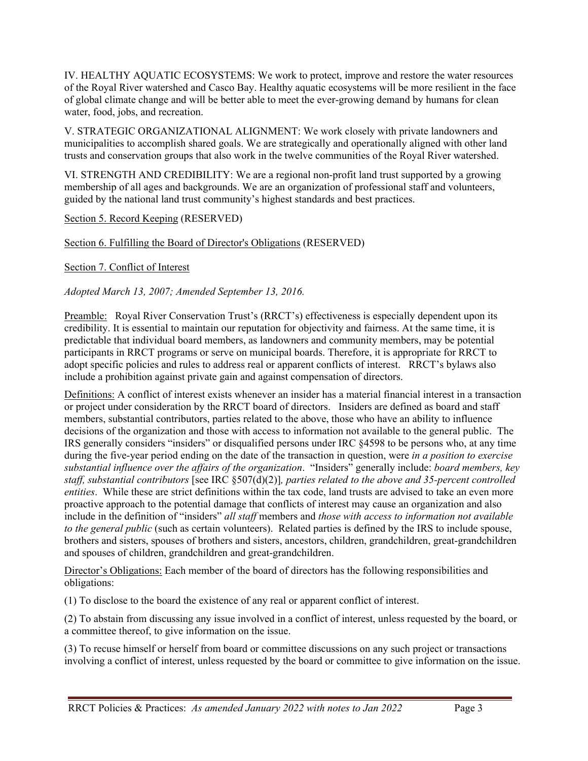IV. HEALTHY AQUATIC ECOSYSTEMS: We work to protect, improve and restore the water resources of the Royal River watershed and Casco Bay. Healthy aquatic ecosystems will be more resilient in the face of global climate change and will be better able to meet the ever-growing demand by humans for clean water, food, jobs, and recreation.

V. STRATEGIC ORGANIZATIONAL ALIGNMENT: We work closely with private landowners and municipalities to accomplish shared goals. We are strategically and operationally aligned with other land trusts and conservation groups that also work in the twelve communities of the Royal River watershed.

VI. STRENGTH AND CREDIBILITY: We are a regional non-profit land trust supported by a growing membership of all ages and backgrounds. We are an organization of professional staff and volunteers, guided by the national land trust community's highest standards and best practices.

Section 5. Record Keeping (RESERVED)

Section 6. Fulfilling the Board of Director's Obligations (RESERVED)

Section 7. Conflict of Interest

*Adopted March 13, 2007; Amended September 13, 2016.*

Preamble: Royal River Conservation Trust's (RRCT's) effectiveness is especially dependent upon its credibility. It is essential to maintain our reputation for objectivity and fairness. At the same time, it is predictable that individual board members, as landowners and community members, may be potential participants in RRCT programs or serve on municipal boards. Therefore, it is appropriate for RRCT to adopt specific policies and rules to address real or apparent conflicts of interest. RRCT's bylaws also include a prohibition against private gain and against compensation of directors.

Definitions: A conflict of interest exists whenever an insider has a material financial interest in a transaction or project under consideration by the RRCT board of directors. Insiders are defined as board and staff members, substantial contributors, parties related to the above, those who have an ability to influence decisions of the organization and those with access to information not available to the general public. The IRS generally considers "insiders" or disqualified persons under IRC §4598 to be persons who, at any time during the five-year period ending on the date of the transaction in question, were *in a position to exercise substantial influence over the affairs of the organization*. "Insiders" generally include: *board members, key staff, substantial contributors* [see IRC §507(d)(2)]*, parties related to the above and 35-percent controlled entities*. While these are strict definitions within the tax code, land trusts are advised to take an even more proactive approach to the potential damage that conflicts of interest may cause an organization and also include in the definition of "insiders" *all staff* members and *those with access to information not available to the general public* (such as certain volunteers). Related parties is defined by the IRS to include spouse, brothers and sisters, spouses of brothers and sisters, ancestors, children, grandchildren, great-grandchildren and spouses of children, grandchildren and great-grandchildren.

Director's Obligations: Each member of the board of directors has the following responsibilities and obligations:

(1) To disclose to the board the existence of any real or apparent conflict of interest.

(2) To abstain from discussing any issue involved in a conflict of interest, unless requested by the board, or a committee thereof, to give information on the issue.

(3) To recuse himself or herself from board or committee discussions on any such project or transactions involving a conflict of interest, unless requested by the board or committee to give information on the issue.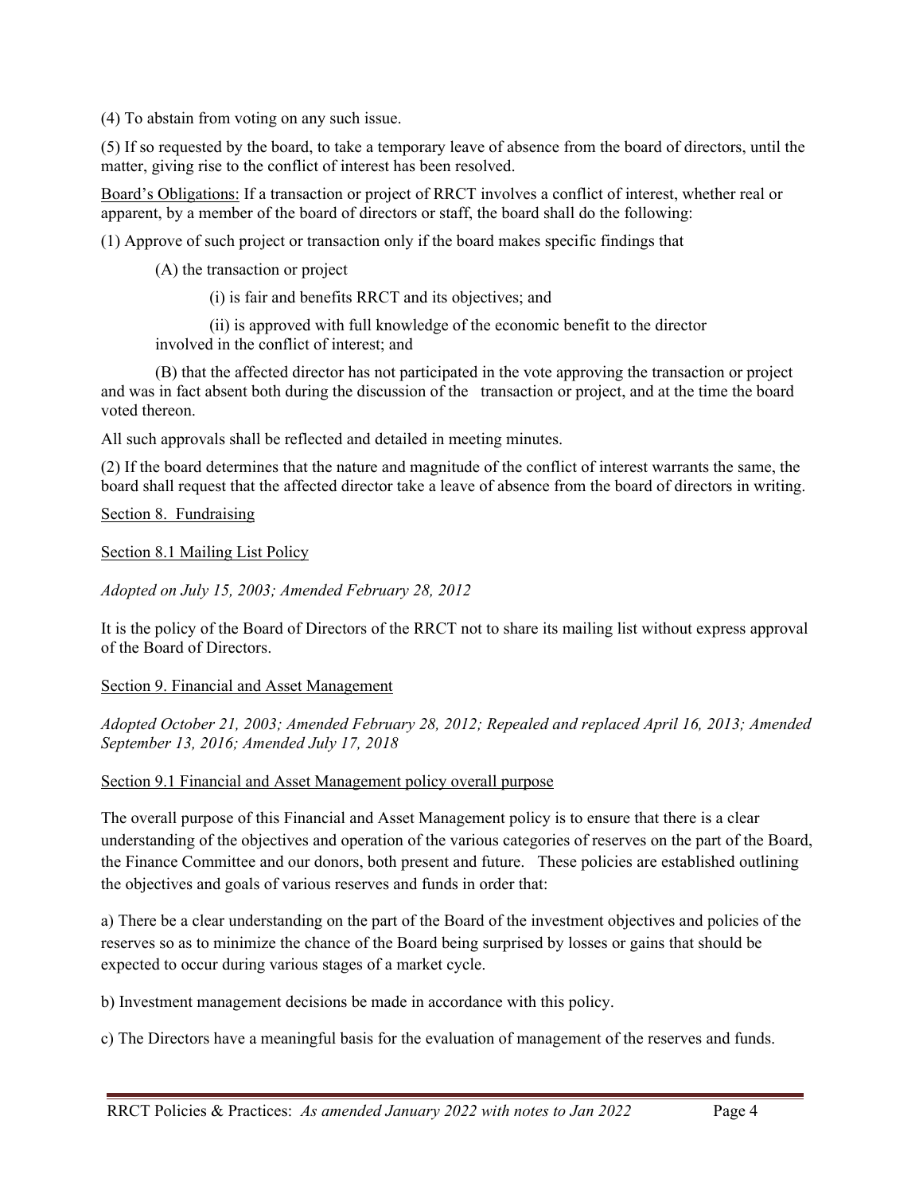(4) To abstain from voting on any such issue.

(5) If so requested by the board, to take a temporary leave of absence from the board of directors, until the matter, giving rise to the conflict of interest has been resolved.

Board's Obligations: If a transaction or project of RRCT involves a conflict of interest, whether real or apparent, by a member of the board of directors or staff, the board shall do the following:

(1) Approve of such project or transaction only if the board makes specific findings that

(A) the transaction or project

(i) is fair and benefits RRCT and its objectives; and

(ii) is approved with full knowledge of the economic benefit to the director involved in the conflict of interest; and

(B) that the affected director has not participated in the vote approving the transaction or project and was in fact absent both during the discussion of the transaction or project, and at the time the board voted thereon.

All such approvals shall be reflected and detailed in meeting minutes.

(2) If the board determines that the nature and magnitude of the conflict of interest warrants the same, the board shall request that the affected director take a leave of absence from the board of directors in writing.

## Section 8. Fundraising

### Section 8.1 Mailing List Policy

*Adopted on July 15, 2003; Amended February 28, 2012*

It is the policy of the Board of Directors of the RRCT not to share its mailing list without express approval of the Board of Directors.

## Section 9. Financial and Asset Management

*Adopted October 21, 2003; Amended February 28, 2012; Repealed and replaced April 16, 2013; Amended September 13, 2016; Amended July 17, 2018*

### Section 9.1 Financial and Asset Management policy overall purpose

The overall purpose of this Financial and Asset Management policy is to ensure that there is a clear understanding of the objectives and operation of the various categories of reserves on the part of the Board, the Finance Committee and our donors, both present and future. These policies are established outlining the objectives and goals of various reserves and funds in order that:

a) There be a clear understanding on the part of the Board of the investment objectives and policies of the reserves so as to minimize the chance of the Board being surprised by losses or gains that should be expected to occur during various stages of a market cycle.

b) Investment management decisions be made in accordance with this policy.

c) The Directors have a meaningful basis for the evaluation of management of the reserves and funds.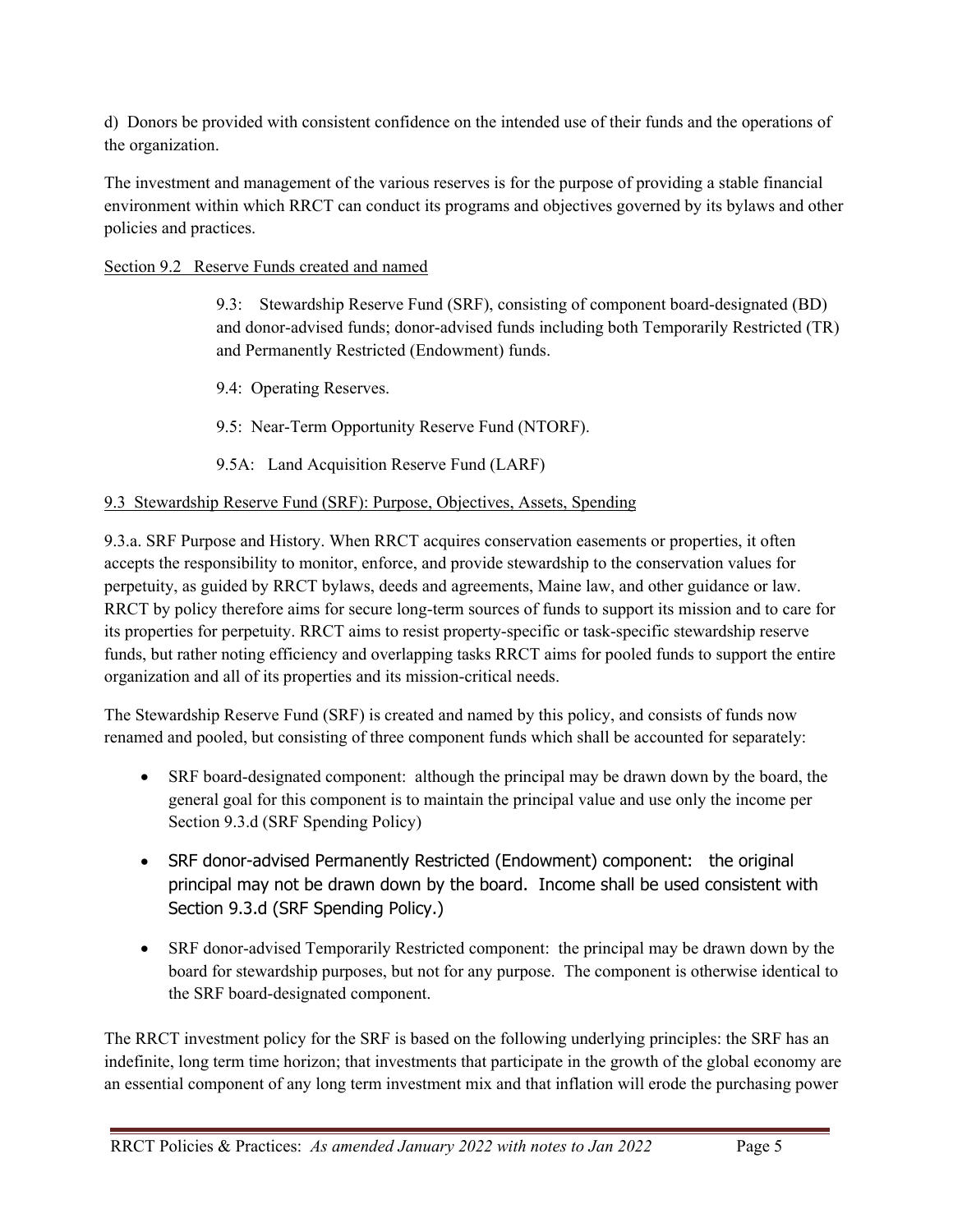d) Donors be provided with consistent confidence on the intended use of their funds and the operations of the organization.

The investment and management of the various reserves is for the purpose of providing a stable financial environment within which RRCT can conduct its programs and objectives governed by its bylaws and other policies and practices.

Section 9.2 Reserve Funds created and named

> 9.3: Stewardship Reserve Fund (SRF), consisting of component board-designated (BD) and donor-advised funds; donor-advised funds including both Temporarily Restricted (TR) and Permanently Restricted (Endowment) funds.
>
> 9.4: Operating Reserves.
>
> 9.5: Near-Term Opportunity Reserve Fund (NTORF).
>
> 9.5A: Land Acquisition Reserve Fund (LARF)

9.3 Stewardship Reserve Fund (SRF): Purpose, Objectives, Assets, Spending

9.3.a. SRF Purpose and History. When RRCT acquires conservation easements or properties, it often accepts the responsibility to monitor, enforce, and provide stewardship to the conservation values for perpetuity, as guided by RRCT bylaws, deeds and agreements, Maine law, and other guidance or law. RRCT by policy therefore aims for secure long-term sources of funds to support its mission and to care for its properties for perpetuity. RRCT aims to resist property-specific or task-specific stewardship reserve funds, but rather noting efficiency and overlapping tasks RRCT aims for pooled funds to support the entire organization and all of its properties and its mission-critical needs.

The Stewardship Reserve Fund (SRF) is created and named by this policy, and consists of funds now renamed and pooled, but consisting of three component funds which shall be accounted for separately:

- SRF board-designated component: although the principal may be drawn down by the board, the general goal for this component is to maintain the principal value and use only the income per Section 9.3.d (SRF Spending Policy)
- SRF donor-advised Permanently Restricted (Endowment) component: the original principal may not be drawn down by the board. Income shall be used consistent with Section 9.3.d (SRF Spending Policy.)
- SRF donor-advised Temporarily Restricted component: the principal may be drawn down by the board for stewardship purposes, but not for any purpose. The component is otherwise identical to the SRF board-designated component.

The RRCT investment policy for the SRF is based on the following underlying principles: the SRF has an indefinite, long term time horizon; that investments that participate in the growth of the global economy are an essential component of any long term investment mix and that inflation will erode the purchasing power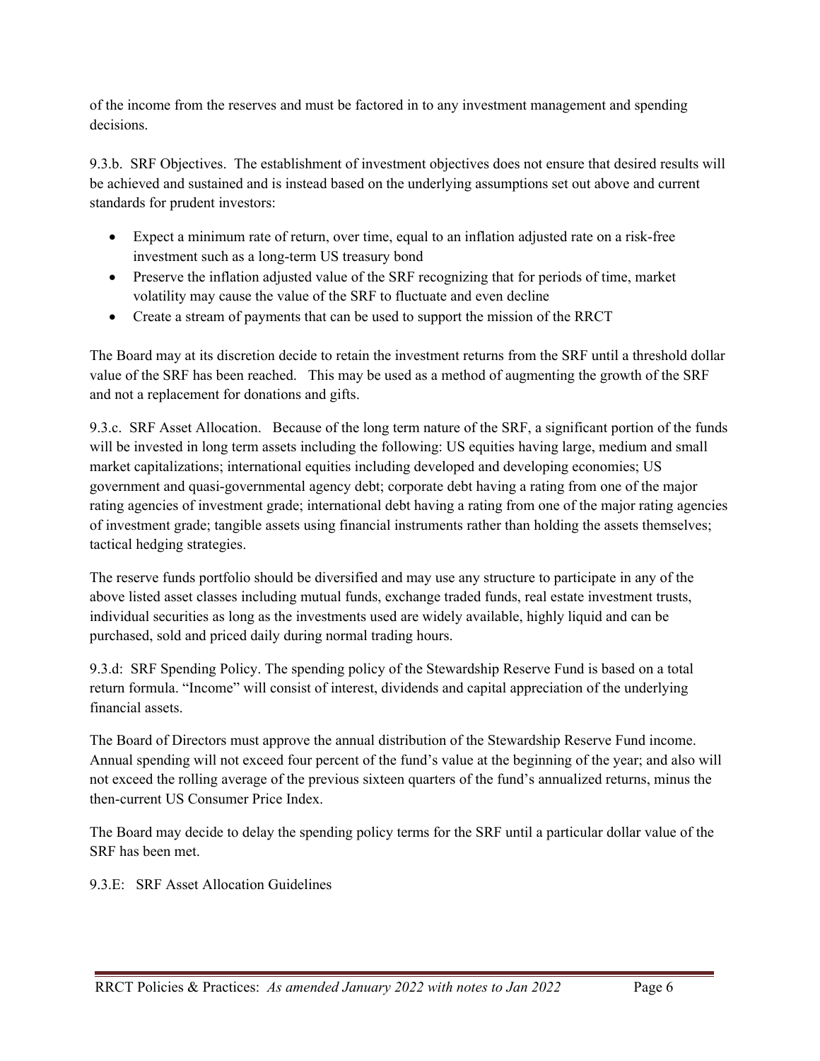of the income from the reserves and must be factored in to any investment management and spending decisions.

9.3.b. SRF Objectives. The establishment of investment objectives does not ensure that desired results will be achieved and sustained and is instead based on the underlying assumptions set out above and current standards for prudent investors:

- Expect a minimum rate of return, over time, equal to an inflation adjusted rate on a risk-free investment such as a long-term US treasury bond
- Preserve the inflation adjusted value of the SRF recognizing that for periods of time, market volatility may cause the value of the SRF to fluctuate and even decline
- Create a stream of payments that can be used to support the mission of the RRCT

The Board may at its discretion decide to retain the investment returns from the SRF until a threshold dollar value of the SRF has been reached. This may be used as a method of augmenting the growth of the SRF and not a replacement for donations and gifts.

9.3.c. SRF Asset Allocation. Because of the long term nature of the SRF, a significant portion of the funds will be invested in long term assets including the following: US equities having large, medium and small market capitalizations; international equities including developed and developing economies; US government and quasi-governmental agency debt; corporate debt having a rating from one of the major rating agencies of investment grade; international debt having a rating from one of the major rating agencies of investment grade; tangible assets using financial instruments rather than holding the assets themselves; tactical hedging strategies.

The reserve funds portfolio should be diversified and may use any structure to participate in any of the above listed asset classes including mutual funds, exchange traded funds, real estate investment trusts, individual securities as long as the investments used are widely available, highly liquid and can be purchased, sold and priced daily during normal trading hours.

9.3.d: SRF Spending Policy. The spending policy of the Stewardship Reserve Fund is based on a total return formula. "Income" will consist of interest, dividends and capital appreciation of the underlying financial assets.

The Board of Directors must approve the annual distribution of the Stewardship Reserve Fund income. Annual spending will not exceed four percent of the fund's value at the beginning of the year; and also will not exceed the rolling average of the previous sixteen quarters of the fund's annualized returns, minus the then-current US Consumer Price Index.

The Board may decide to delay the spending policy terms for the SRF until a particular dollar value of the SRF has been met.

9.3.E: SRF Asset Allocation Guidelines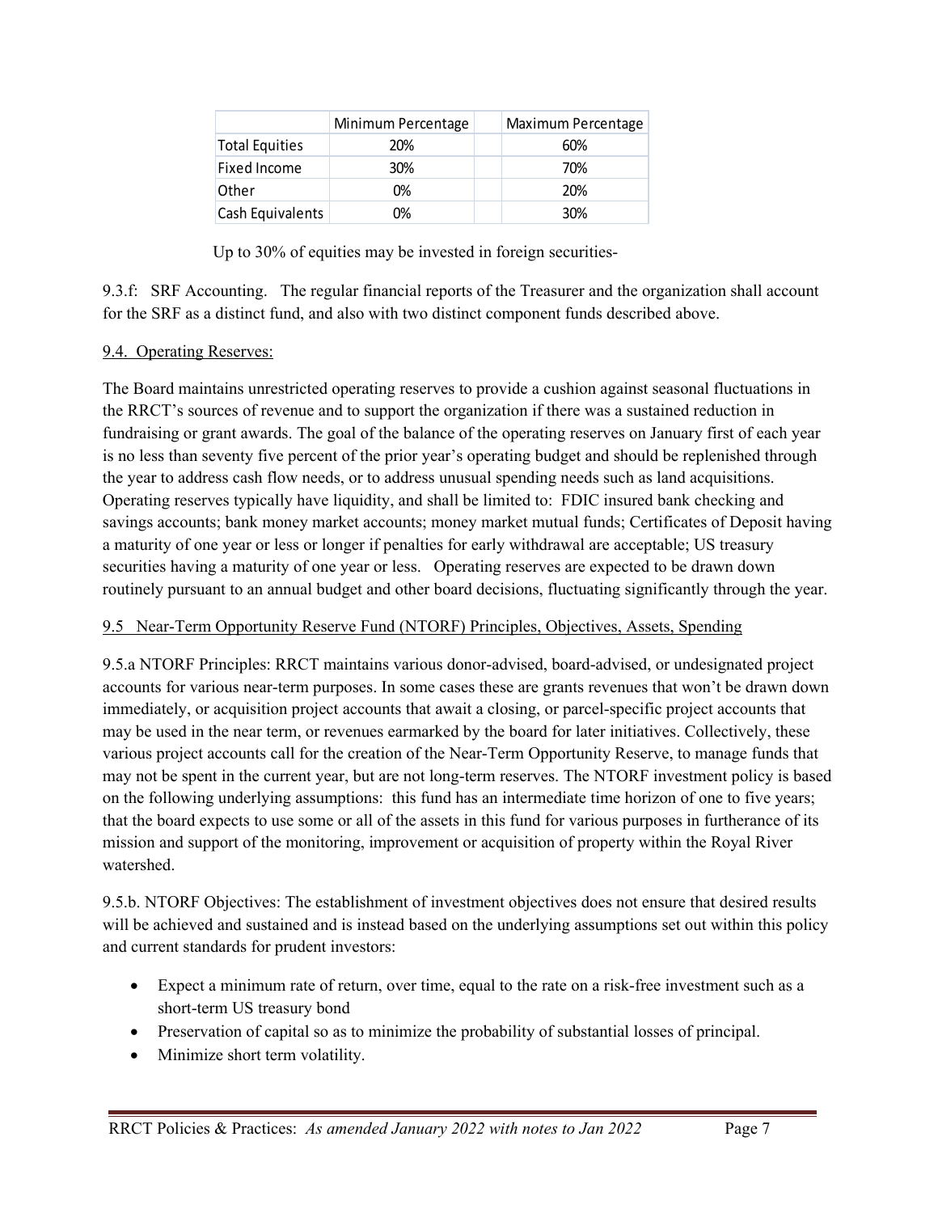| | Minimum Percentage | Maximum Percentage |
|---|---|---|
| Total Equities | 20% | 60% |
| Fixed Income | 30% | 70% |
| Other | 0% | 20% |
| Cash Equivalents | 0% | 30% |

Up to 30% of equities may be invested in foreign securities-

9.3.f: SRF Accounting. The regular financial reports of the Treasurer and the organization shall account for the SRF as a distinct fund, and also with two distinct component funds described above.

9.4. Operating Reserves:

The Board maintains unrestricted operating reserves to provide a cushion against seasonal fluctuations in the RRCT's sources of revenue and to support the organization if there was a sustained reduction in fundraising or grant awards. The goal of the balance of the operating reserves on January first of each year is no less than seventy five percent of the prior year's operating budget and should be replenished through the year to address cash flow needs, or to address unusual spending needs such as land acquisitions. Operating reserves typically have liquidity, and shall be limited to: FDIC insured bank checking and savings accounts; bank money market accounts; money market mutual funds; Certificates of Deposit having a maturity of one year or less or longer if penalties for early withdrawal are acceptable; US treasury securities having a maturity of one year or less. Operating reserves are expected to be drawn down routinely pursuant to an annual budget and other board decisions, fluctuating significantly through the year.

9.5 Near-Term Opportunity Reserve Fund (NTORF) Principles, Objectives, Assets, Spending

9.5.a NTORF Principles: RRCT maintains various donor-advised, board-advised, or undesignated project accounts for various near-term purposes. In some cases these are grants revenues that won't be drawn down immediately, or acquisition project accounts that await a closing, or parcel-specific project accounts that may be used in the near term, or revenues earmarked by the board for later initiatives. Collectively, these various project accounts call for the creation of the Near-Term Opportunity Reserve, to manage funds that may not be spent in the current year, but are not long-term reserves. The NTORF investment policy is based on the following underlying assumptions: this fund has an intermediate time horizon of one to five years; that the board expects to use some or all of the assets in this fund for various purposes in furtherance of its mission and support of the monitoring, improvement or acquisition of property within the Royal River watershed.

9.5.b. NTORF Objectives: The establishment of investment objectives does not ensure that desired results will be achieved and sustained and is instead based on the underlying assumptions set out within this policy and current standards for prudent investors:

- Expect a minimum rate of return, over time, equal to the rate on a risk-free investment such as a short-term US treasury bond
- Preservation of capital so as to minimize the probability of substantial losses of principal.
- Minimize short term volatility.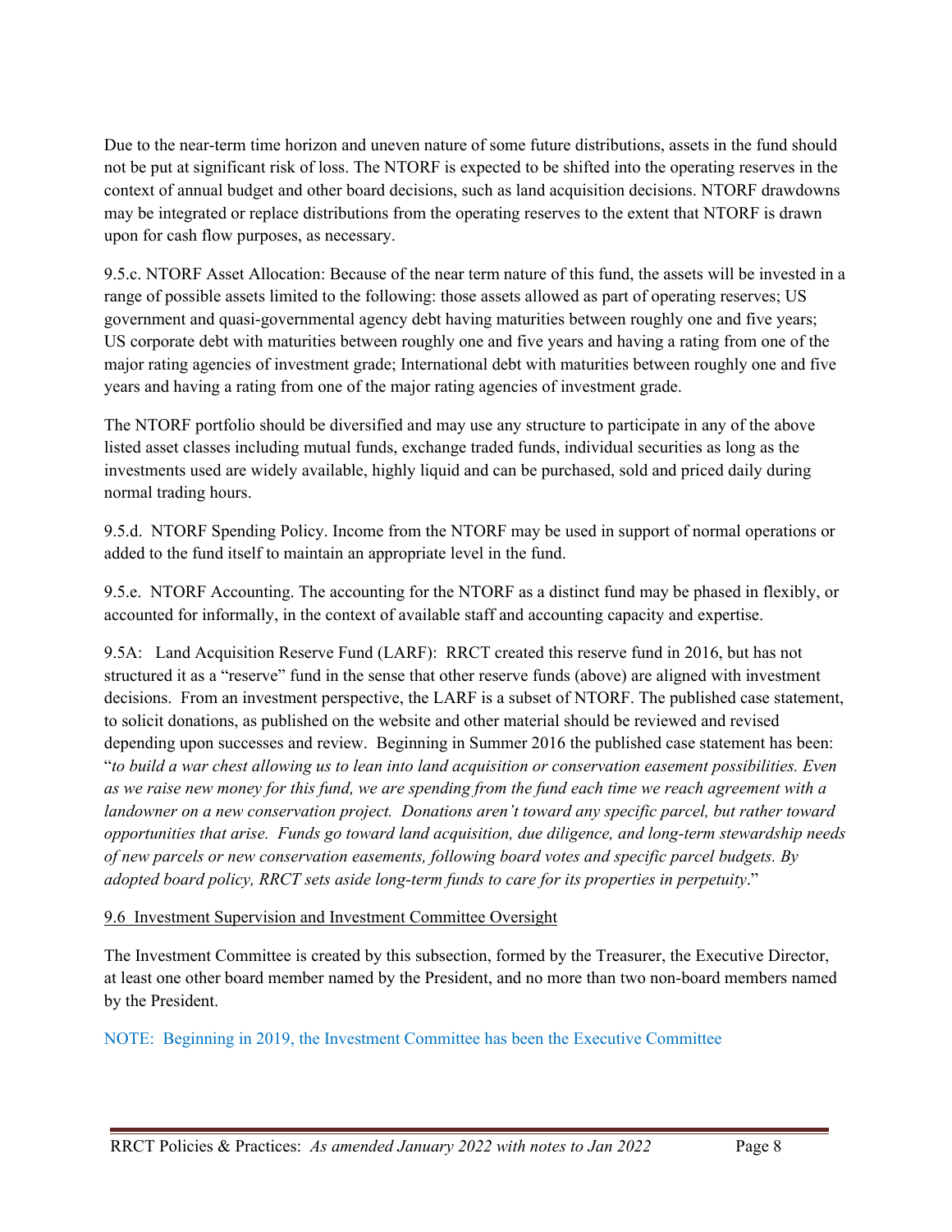Due to the near-term time horizon and uneven nature of some future distributions, assets in the fund should not be put at significant risk of loss. The NTORF is expected to be shifted into the operating reserves in the context of annual budget and other board decisions, such as land acquisition decisions. NTORF drawdowns may be integrated or replace distributions from the operating reserves to the extent that NTORF is drawn upon for cash flow purposes, as necessary.

9.5.c. NTORF Asset Allocation: Because of the near term nature of this fund, the assets will be invested in a range of possible assets limited to the following: those assets allowed as part of operating reserves; US government and quasi-governmental agency debt having maturities between roughly one and five years; US corporate debt with maturities between roughly one and five years and having a rating from one of the major rating agencies of investment grade; International debt with maturities between roughly one and five years and having a rating from one of the major rating agencies of investment grade.

The NTORF portfolio should be diversified and may use any structure to participate in any of the above listed asset classes including mutual funds, exchange traded funds, individual securities as long as the investments used are widely available, highly liquid and can be purchased, sold and priced daily during normal trading hours.

9.5.d. NTORF Spending Policy. Income from the NTORF may be used in support of normal operations or added to the fund itself to maintain an appropriate level in the fund.

9.5.e. NTORF Accounting. The accounting for the NTORF as a distinct fund may be phased in flexibly, or accounted for informally, in the context of available staff and accounting capacity and expertise.

9.5A: Land Acquisition Reserve Fund (LARF): RRCT created this reserve fund in 2016, but has not structured it as a "reserve" fund in the sense that other reserve funds (above) are aligned with investment decisions. From an investment perspective, the LARF is a subset of NTORF. The published case statement, to solicit donations, as published on the website and other material should be reviewed and revised depending upon successes and review. Beginning in Summer 2016 the published case statement has been: "*to build a war chest allowing us to lean into land acquisition or conservation easement possibilities. Even as we raise new money for this fund, we are spending from the fund each time we reach agreement with a landowner on a new conservation project. Donations aren't toward any specific parcel, but rather toward opportunities that arise. Funds go toward land acquisition, due diligence, and long-term stewardship needs of new parcels or new conservation easements, following board votes and specific parcel budgets. By adopted board policy, RRCT sets aside long-term funds to care for its properties in perpetuity*."

9.6 Investment Supervision and Investment Committee Oversight

The Investment Committee is created by this subsection, formed by the Treasurer, the Executive Director, at least one other board member named by the President, and no more than two non-board members named by the President.

NOTE: Beginning in 2019, the Investment Committee has been the Executive Committee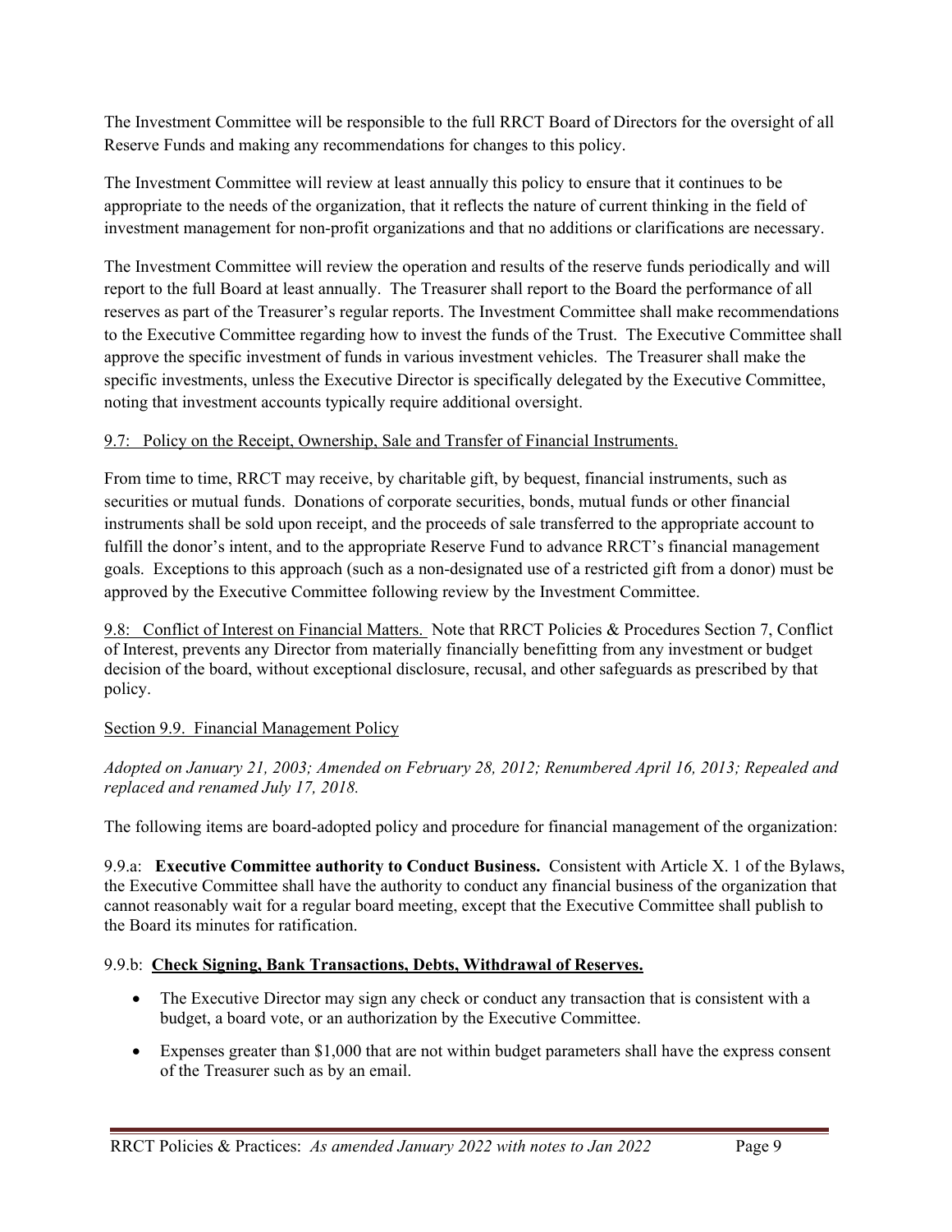The Investment Committee will be responsible to the full RRCT Board of Directors for the oversight of all Reserve Funds and making any recommendations for changes to this policy.

The Investment Committee will review at least annually this policy to ensure that it continues to be appropriate to the needs of the organization, that it reflects the nature of current thinking in the field of investment management for non-profit organizations and that no additions or clarifications are necessary.

The Investment Committee will review the operation and results of the reserve funds periodically and will report to the full Board at least annually. The Treasurer shall report to the Board the performance of all reserves as part of the Treasurer's regular reports. The Investment Committee shall make recommendations to the Executive Committee regarding how to invest the funds of the Trust. The Executive Committee shall approve the specific investment of funds in various investment vehicles. The Treasurer shall make the specific investments, unless the Executive Director is specifically delegated by the Executive Committee, noting that investment accounts typically require additional oversight.

9.7: Policy on the Receipt, Ownership, Sale and Transfer of Financial Instruments.

From time to time, RRCT may receive, by charitable gift, by bequest, financial instruments, such as securities or mutual funds. Donations of corporate securities, bonds, mutual funds or other financial instruments shall be sold upon receipt, and the proceeds of sale transferred to the appropriate account to fulfill the donor's intent, and to the appropriate Reserve Fund to advance RRCT's financial management goals. Exceptions to this approach (such as a non-designated use of a restricted gift from a donor) must be approved by the Executive Committee following review by the Investment Committee.

9.8: Conflict of Interest on Financial Matters. Note that RRCT Policies & Procedures Section 7, Conflict of Interest, prevents any Director from materially financially benefitting from any investment or budget decision of the board, without exceptional disclosure, recusal, and other safeguards as prescribed by that policy.

Section 9.9. Financial Management Policy

*Adopted on January 21, 2003; Amended on February 28, 2012; Renumbered April 16, 2013; Repealed and replaced and renamed July 17, 2018.*

The following items are board-adopted policy and procedure for financial management of the organization:

9.9.a: **Executive Committee authority to Conduct Business.** Consistent with Article X. 1 of the Bylaws, the Executive Committee shall have the authority to conduct any financial business of the organization that cannot reasonably wait for a regular board meeting, except that the Executive Committee shall publish to the Board its minutes for ratification.

9.9.b: **Check Signing, Bank Transactions, Debts, Withdrawal of Reserves.**

- The Executive Director may sign any check or conduct any transaction that is consistent with a budget, a board vote, or an authorization by the Executive Committee.
- Expenses greater than $1,000 that are not within budget parameters shall have the express consent of the Treasurer such as by an email.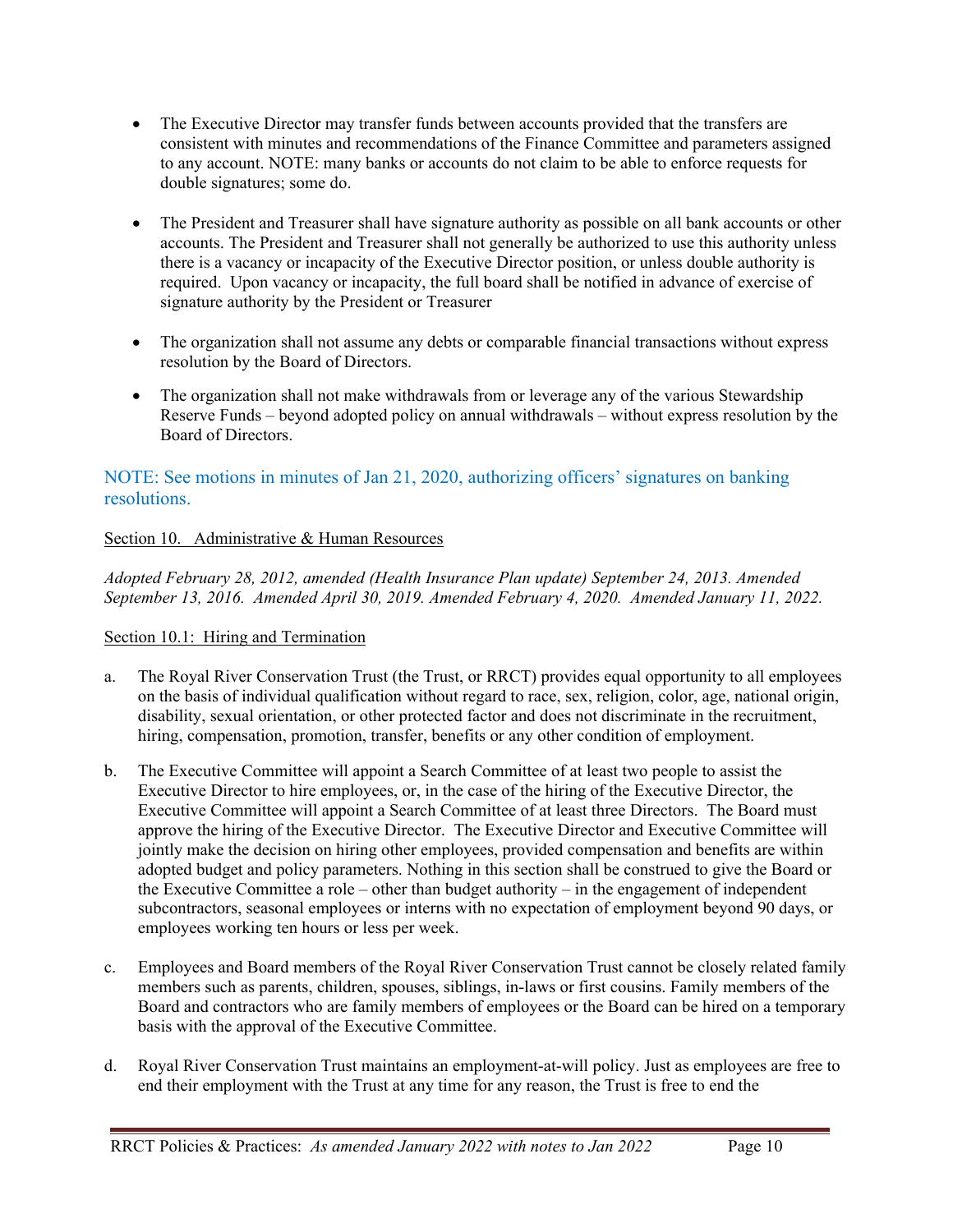- The Executive Director may transfer funds between accounts provided that the transfers are consistent with minutes and recommendations of the Finance Committee and parameters assigned to any account. NOTE: many banks or accounts do not claim to be able to enforce requests for double signatures; some do.

- The President and Treasurer shall have signature authority as possible on all bank accounts or other accounts. The President and Treasurer shall not generally be authorized to use this authority unless there is a vacancy or incapacity of the Executive Director position, or unless double authority is required. Upon vacancy or incapacity, the full board shall be notified in advance of exercise of signature authority by the President or Treasurer

- The organization shall not assume any debts or comparable financial transactions without express resolution by the Board of Directors.

- The organization shall not make withdrawals from or leverage any of the various Stewardship Reserve Funds – beyond adopted policy on annual withdrawals – without express resolution by the Board of Directors.

NOTE: See motions in minutes of Jan 21, 2020, authorizing officers' signatures on banking resolutions.

Section 10. Administrative & Human Resources

*Adopted February 28, 2012, amended (Health Insurance Plan update) September 24, 2013. Amended September 13, 2016. Amended April 30, 2019. Amended February 4, 2020. Amended January 11, 2022.*

Section 10.1: Hiring and Termination

a. The Royal River Conservation Trust (the Trust, or RRCT) provides equal opportunity to all employees on the basis of individual qualification without regard to race, sex, religion, color, age, national origin, disability, sexual orientation, or other protected factor and does not discriminate in the recruitment, hiring, compensation, promotion, transfer, benefits or any other condition of employment.

b. The Executive Committee will appoint a Search Committee of at least two people to assist the Executive Director to hire employees, or, in the case of the hiring of the Executive Director, the Executive Committee will appoint a Search Committee of at least three Directors. The Board must approve the hiring of the Executive Director. The Executive Director and Executive Committee will jointly make the decision on hiring other employees, provided compensation and benefits are within adopted budget and policy parameters. Nothing in this section shall be construed to give the Board or the Executive Committee a role – other than budget authority – in the engagement of independent subcontractors, seasonal employees or interns with no expectation of employment beyond 90 days, or employees working ten hours or less per week.

c. Employees and Board members of the Royal River Conservation Trust cannot be closely related family members such as parents, children, spouses, siblings, in-laws or first cousins. Family members of the Board and contractors who are family members of employees or the Board can be hired on a temporary basis with the approval of the Executive Committee.

d. Royal River Conservation Trust maintains an employment-at-will policy. Just as employees are free to end their employment with the Trust at any time for any reason, the Trust is free to end the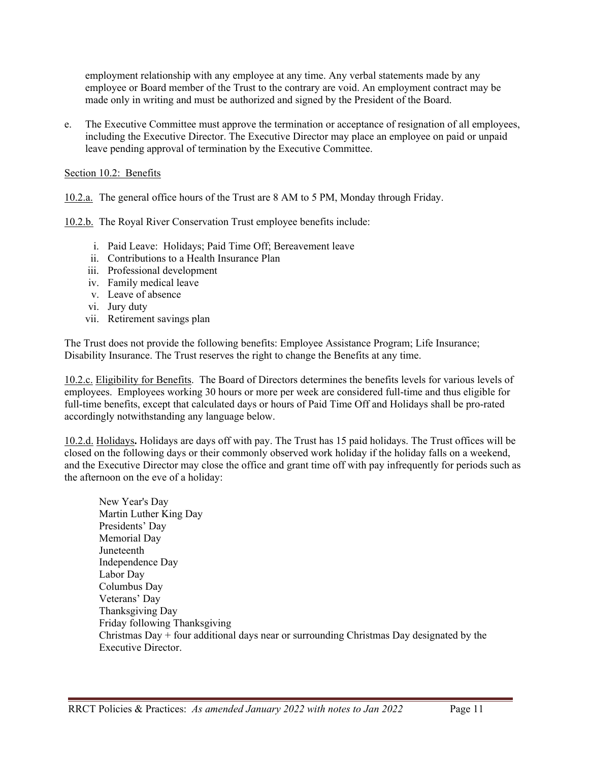employment relationship with any employee at any time. Any verbal statements made by any employee or Board member of the Trust to the contrary are void. An employment contract may be made only in writing and must be authorized and signed by the President of the Board.

e. The Executive Committee must approve the termination or acceptance of resignation of all employees, including the Executive Director. The Executive Director may place an employee on paid or unpaid leave pending approval of termination by the Executive Committee.

Section 10.2: Benefits

10.2.a. The general office hours of the Trust are 8 AM to 5 PM, Monday through Friday.

10.2.b. The Royal River Conservation Trust employee benefits include:

i. Paid Leave: Holidays; Paid Time Off; Bereavement leave
ii. Contributions to a Health Insurance Plan
iii. Professional development
iv. Family medical leave
v. Leave of absence
vi. Jury duty
vii. Retirement savings plan

The Trust does not provide the following benefits: Employee Assistance Program; Life Insurance; Disability Insurance. The Trust reserves the right to change the Benefits at any time.

10.2.c. Eligibility for Benefits. The Board of Directors determines the benefits levels for various levels of employees. Employees working 30 hours or more per week are considered full-time and thus eligible for full-time benefits, except that calculated days or hours of Paid Time Off and Holidays shall be pro-rated accordingly notwithstanding any language below.

10.2.d. Holidays**.** Holidays are days off with pay. The Trust has 15 paid holidays. The Trust offices will be closed on the following days or their commonly observed work holiday if the holiday falls on a weekend, and the Executive Director may close the office and grant time off with pay infrequently for periods such as the afternoon on the eve of a holiday:

New Year's Day
Martin Luther King Day
Presidents' Day
Memorial Day
Juneteenth
Independence Day
Labor Day
Columbus Day
Veterans' Day
Thanksgiving Day
Friday following Thanksgiving
Christmas Day + four additional days near or surrounding Christmas Day designated by the Executive Director.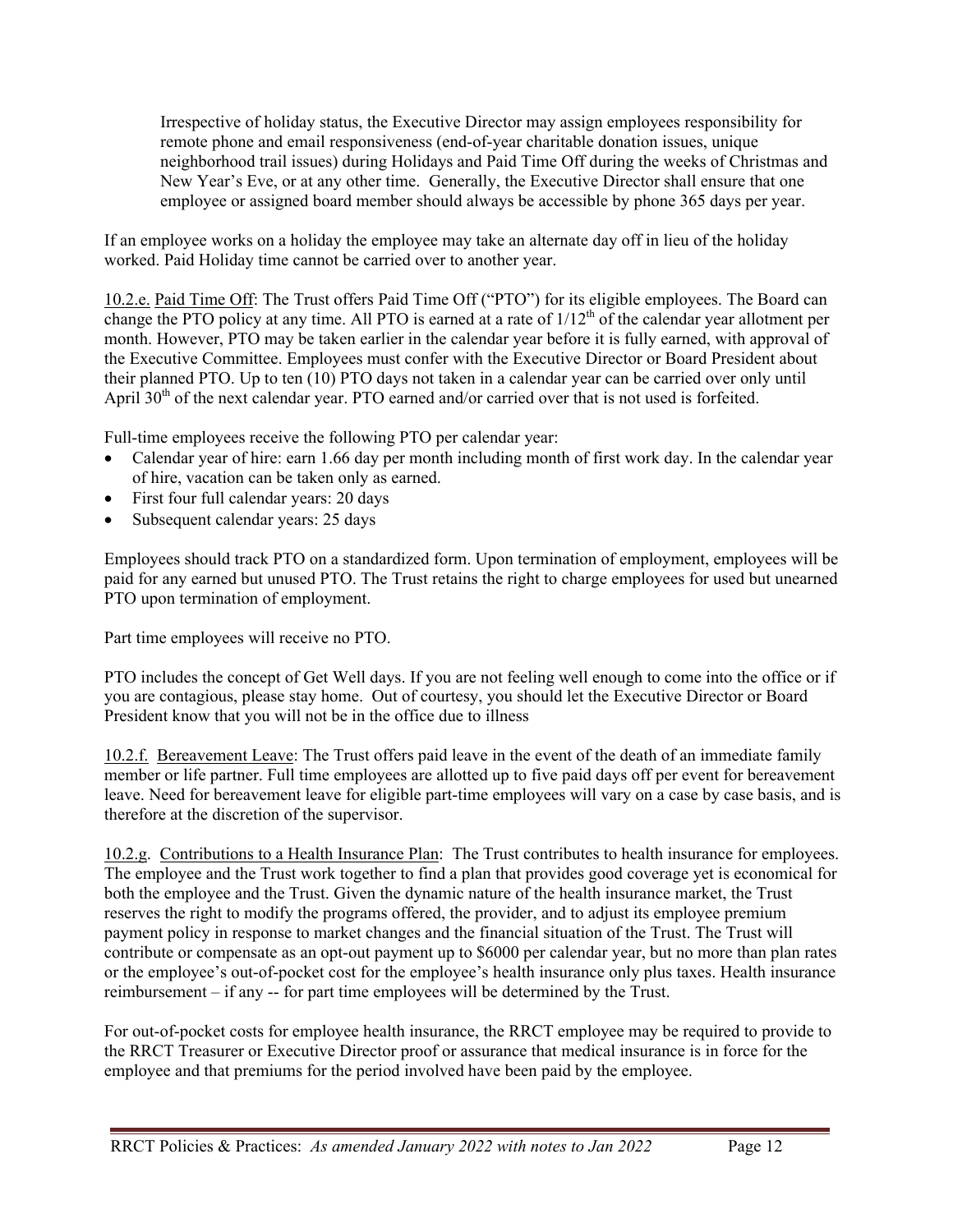Irrespective of holiday status, the Executive Director may assign employees responsibility for remote phone and email responsiveness (end-of-year charitable donation issues, unique neighborhood trail issues) during Holidays and Paid Time Off during the weeks of Christmas and New Year's Eve, or at any other time. Generally, the Executive Director shall ensure that one employee or assigned board member should always be accessible by phone 365 days per year.

If an employee works on a holiday the employee may take an alternate day off in lieu of the holiday worked. Paid Holiday time cannot be carried over to another year.

<u>10.2.e.</u> <u>Paid Time Off</u>: The Trust offers Paid Time Off ("PTO") for its eligible employees. The Board can change the PTO policy at any time. All PTO is earned at a rate of 1/12th of the calendar year allotment per month. However, PTO may be taken earlier in the calendar year before it is fully earned, with approval of the Executive Committee. Employees must confer with the Executive Director or Board President about their planned PTO. Up to ten (10) PTO days not taken in a calendar year can be carried over only until April 30th of the next calendar year. PTO earned and/or carried over that is not used is forfeited.

Full-time employees receive the following PTO per calendar year:

- Calendar year of hire: earn 1.66 day per month including month of first work day. In the calendar year of hire, vacation can be taken only as earned.
- First four full calendar years: 20 days
- Subsequent calendar years: 25 days

Employees should track PTO on a standardized form. Upon termination of employment, employees will be paid for any earned but unused PTO. The Trust retains the right to charge employees for used but unearned PTO upon termination of employment.

Part time employees will receive no PTO.

PTO includes the concept of Get Well days. If you are not feeling well enough to come into the office or if you are contagious, please stay home. Out of courtesy, you should let the Executive Director or Board President know that you will not be in the office due to illness

<u>10.2.f.</u> <u>Bereavement Leave</u>: The Trust offers paid leave in the event of the death of an immediate family member or life partner. Full time employees are allotted up to five paid days off per event for bereavement leave. Need for bereavement leave for eligible part-time employees will vary on a case by case basis, and is therefore at the discretion of the supervisor.

<u>10.2.g.</u> <u>Contributions to a Health Insurance Plan</u>: The Trust contributes to health insurance for employees. The employee and the Trust work together to find a plan that provides good coverage yet is economical for both the employee and the Trust. Given the dynamic nature of the health insurance market, the Trust reserves the right to modify the programs offered, the provider, and to adjust its employee premium payment policy in response to market changes and the financial situation of the Trust. The Trust will contribute or compensate as an opt-out payment up to $6000 per calendar year, but no more than plan rates or the employee's out-of-pocket cost for the employee's health insurance only plus taxes. Health insurance reimbursement – if any -- for part time employees will be determined by the Trust.

For out-of-pocket costs for employee health insurance, the RRCT employee may be required to provide to the RRCT Treasurer or Executive Director proof or assurance that medical insurance is in force for the employee and that premiums for the period involved have been paid by the employee.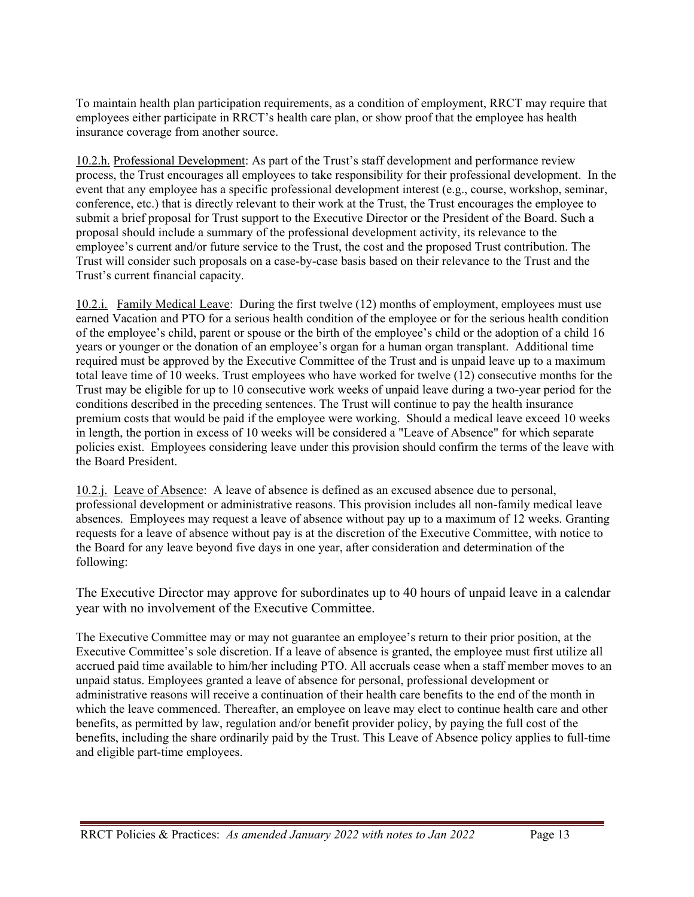To maintain health plan participation requirements, as a condition of employment, RRCT may require that employees either participate in RRCT's health care plan, or show proof that the employee has health insurance coverage from another source.

<u>10.2.h.</u> <u>Professional Development</u>: As part of the Trust's staff development and performance review process, the Trust encourages all employees to take responsibility for their professional development. In the event that any employee has a specific professional development interest (e.g., course, workshop, seminar, conference, etc.) that is directly relevant to their work at the Trust, the Trust encourages the employee to submit a brief proposal for Trust support to the Executive Director or the President of the Board. Such a proposal should include a summary of the professional development activity, its relevance to the employee's current and/or future service to the Trust, the cost and the proposed Trust contribution. The Trust will consider such proposals on a case-by-case basis based on their relevance to the Trust and the Trust's current financial capacity.

<u>10.2.i.</u> <u>Family Medical Leave</u>: During the first twelve (12) months of employment, employees must use earned Vacation and PTO for a serious health condition of the employee or for the serious health condition of the employee's child, parent or spouse or the birth of the employee's child or the adoption of a child 16 years or younger or the donation of an employee's organ for a human organ transplant. Additional time required must be approved by the Executive Committee of the Trust and is unpaid leave up to a maximum total leave time of 10 weeks. Trust employees who have worked for twelve (12) consecutive months for the Trust may be eligible for up to 10 consecutive work weeks of unpaid leave during a two-year period for the conditions described in the preceding sentences. The Trust will continue to pay the health insurance premium costs that would be paid if the employee were working. Should a medical leave exceed 10 weeks in length, the portion in excess of 10 weeks will be considered a "Leave of Absence" for which separate policies exist. Employees considering leave under this provision should confirm the terms of the leave with the Board President.

<u>10.2.j.</u> <u>Leave of Absence</u>: A leave of absence is defined as an excused absence due to personal, professional development or administrative reasons. This provision includes all non-family medical leave absences. Employees may request a leave of absence without pay up to a maximum of 12 weeks. Granting requests for a leave of absence without pay is at the discretion of the Executive Committee, with notice to the Board for any leave beyond five days in one year, after consideration and determination of the following:

The Executive Director may approve for subordinates up to 40 hours of unpaid leave in a calendar year with no involvement of the Executive Committee.

The Executive Committee may or may not guarantee an employee's return to their prior position, at the Executive Committee's sole discretion. If a leave of absence is granted, the employee must first utilize all accrued paid time available to him/her including PTO. All accruals cease when a staff member moves to an unpaid status. Employees granted a leave of absence for personal, professional development or administrative reasons will receive a continuation of their health care benefits to the end of the month in which the leave commenced. Thereafter, an employee on leave may elect to continue health care and other benefits, as permitted by law, regulation and/or benefit provider policy, by paying the full cost of the benefits, including the share ordinarily paid by the Trust. This Leave of Absence policy applies to full-time and eligible part-time employees.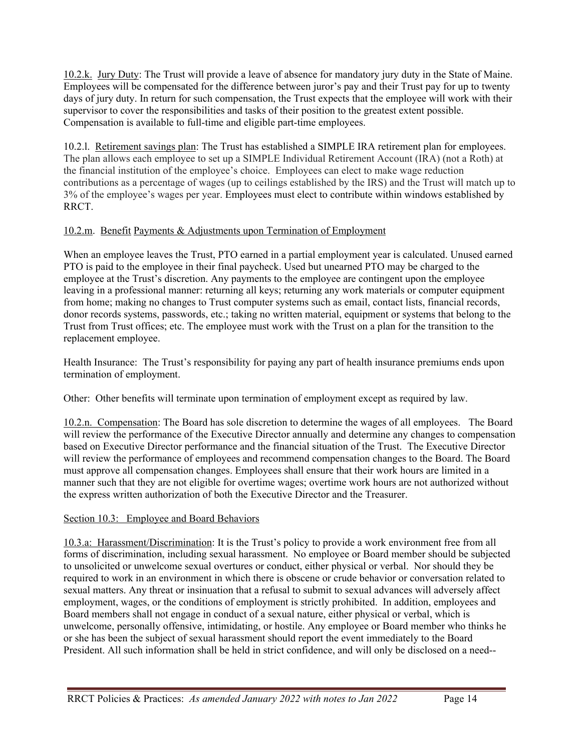10.2.k. Jury Duty: The Trust will provide a leave of absence for mandatory jury duty in the State of Maine. Employees will be compensated for the difference between juror's pay and their Trust pay for up to twenty days of jury duty. In return for such compensation, the Trust expects that the employee will work with their supervisor to cover the responsibilities and tasks of their position to the greatest extent possible. Compensation is available to full-time and eligible part-time employees.

10.2.l. Retirement savings plan: The Trust has established a SIMPLE IRA retirement plan for employees. The plan allows each employee to set up a SIMPLE Individual Retirement Account (IRA) (not a Roth) at the financial institution of the employee's choice. Employees can elect to make wage reduction contributions as a percentage of wages (up to ceilings established by the IRS) and the Trust will match up to 3% of the employee's wages per year. Employees must elect to contribute within windows established by RRCT.

10.2.m. Benefit Payments & Adjustments upon Termination of Employment

When an employee leaves the Trust, PTO earned in a partial employment year is calculated. Unused earned PTO is paid to the employee in their final paycheck. Used but unearned PTO may be charged to the employee at the Trust's discretion. Any payments to the employee are contingent upon the employee leaving in a professional manner: returning all keys; returning any work materials or computer equipment from home; making no changes to Trust computer systems such as email, contact lists, financial records, donor records systems, passwords, etc.; taking no written material, equipment or systems that belong to the Trust from Trust offices; etc. The employee must work with the Trust on a plan for the transition to the replacement employee.

Health Insurance: The Trust's responsibility for paying any part of health insurance premiums ends upon termination of employment.

Other: Other benefits will terminate upon termination of employment except as required by law.

10.2.n. Compensation: The Board has sole discretion to determine the wages of all employees. The Board will review the performance of the Executive Director annually and determine any changes to compensation based on Executive Director performance and the financial situation of the Trust. The Executive Director will review the performance of employees and recommend compensation changes to the Board. The Board must approve all compensation changes. Employees shall ensure that their work hours are limited in a manner such that they are not eligible for overtime wages; overtime work hours are not authorized without the express written authorization of both the Executive Director and the Treasurer.

Section 10.3: Employee and Board Behaviors

10.3.a: Harassment/Discrimination: It is the Trust's policy to provide a work environment free from all forms of discrimination, including sexual harassment. No employee or Board member should be subjected to unsolicited or unwelcome sexual overtures or conduct, either physical or verbal. Nor should they be required to work in an environment in which there is obscene or crude behavior or conversation related to sexual matters. Any threat or insinuation that a refusal to submit to sexual advances will adversely affect employment, wages, or the conditions of employment is strictly prohibited. In addition, employees and Board members shall not engage in conduct of a sexual nature, either physical or verbal, which is unwelcome, personally offensive, intimidating, or hostile. Any employee or Board member who thinks he or she has been the subject of sexual harassment should report the event immediately to the Board President. All such information shall be held in strict confidence, and will only be disclosed on a need--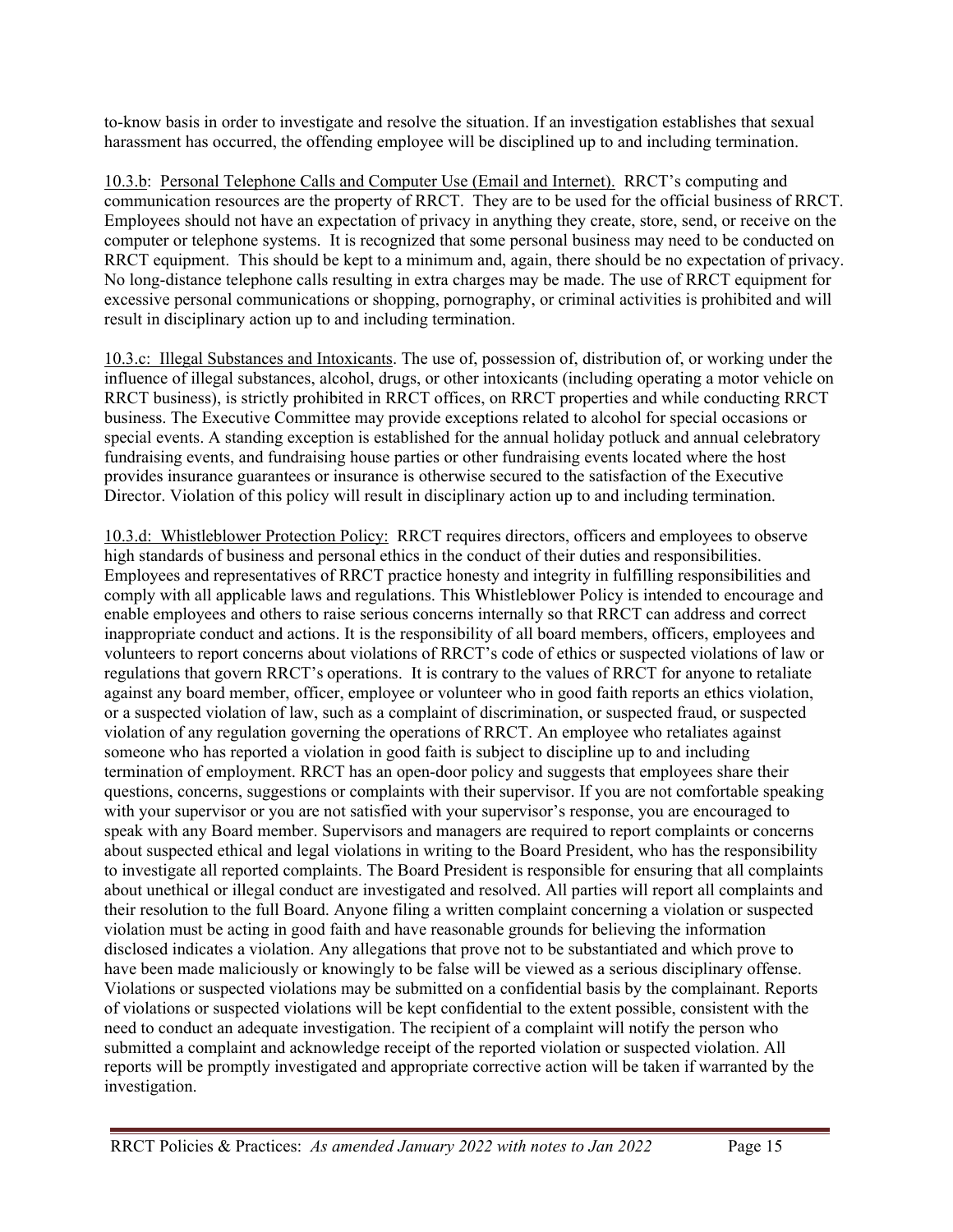to-know basis in order to investigate and resolve the situation. If an investigation establishes that sexual harassment has occurred, the offending employee will be disciplined up to and including termination.

10.3.b: Personal Telephone Calls and Computer Use (Email and Internet). RRCT's computing and communication resources are the property of RRCT. They are to be used for the official business of RRCT. Employees should not have an expectation of privacy in anything they create, store, send, or receive on the computer or telephone systems. It is recognized that some personal business may need to be conducted on RRCT equipment. This should be kept to a minimum and, again, there should be no expectation of privacy. No long-distance telephone calls resulting in extra charges may be made. The use of RRCT equipment for excessive personal communications or shopping, pornography, or criminal activities is prohibited and will result in disciplinary action up to and including termination.

10.3.c: Illegal Substances and Intoxicants. The use of, possession of, distribution of, or working under the influence of illegal substances, alcohol, drugs, or other intoxicants (including operating a motor vehicle on RRCT business), is strictly prohibited in RRCT offices, on RRCT properties and while conducting RRCT business. The Executive Committee may provide exceptions related to alcohol for special occasions or special events. A standing exception is established for the annual holiday potluck and annual celebratory fundraising events, and fundraising house parties or other fundraising events located where the host provides insurance guarantees or insurance is otherwise secured to the satisfaction of the Executive Director. Violation of this policy will result in disciplinary action up to and including termination.

10.3.d: Whistleblower Protection Policy: RRCT requires directors, officers and employees to observe high standards of business and personal ethics in the conduct of their duties and responsibilities. Employees and representatives of RRCT practice honesty and integrity in fulfilling responsibilities and comply with all applicable laws and regulations. This Whistleblower Policy is intended to encourage and enable employees and others to raise serious concerns internally so that RRCT can address and correct inappropriate conduct and actions. It is the responsibility of all board members, officers, employees and volunteers to report concerns about violations of RRCT's code of ethics or suspected violations of law or regulations that govern RRCT's operations. It is contrary to the values of RRCT for anyone to retaliate against any board member, officer, employee or volunteer who in good faith reports an ethics violation, or a suspected violation of law, such as a complaint of discrimination, or suspected fraud, or suspected violation of any regulation governing the operations of RRCT. An employee who retaliates against someone who has reported a violation in good faith is subject to discipline up to and including termination of employment. RRCT has an open-door policy and suggests that employees share their questions, concerns, suggestions or complaints with their supervisor. If you are not comfortable speaking with your supervisor or you are not satisfied with your supervisor's response, you are encouraged to speak with any Board member. Supervisors and managers are required to report complaints or concerns about suspected ethical and legal violations in writing to the Board President, who has the responsibility to investigate all reported complaints. The Board President is responsible for ensuring that all complaints about unethical or illegal conduct are investigated and resolved. All parties will report all complaints and their resolution to the full Board. Anyone filing a written complaint concerning a violation or suspected violation must be acting in good faith and have reasonable grounds for believing the information disclosed indicates a violation. Any allegations that prove not to be substantiated and which prove to have been made maliciously or knowingly to be false will be viewed as a serious disciplinary offense. Violations or suspected violations may be submitted on a confidential basis by the complainant. Reports of violations or suspected violations will be kept confidential to the extent possible, consistent with the need to conduct an adequate investigation. The recipient of a complaint will notify the person who submitted a complaint and acknowledge receipt of the reported violation or suspected violation. All reports will be promptly investigated and appropriate corrective action will be taken if warranted by the investigation.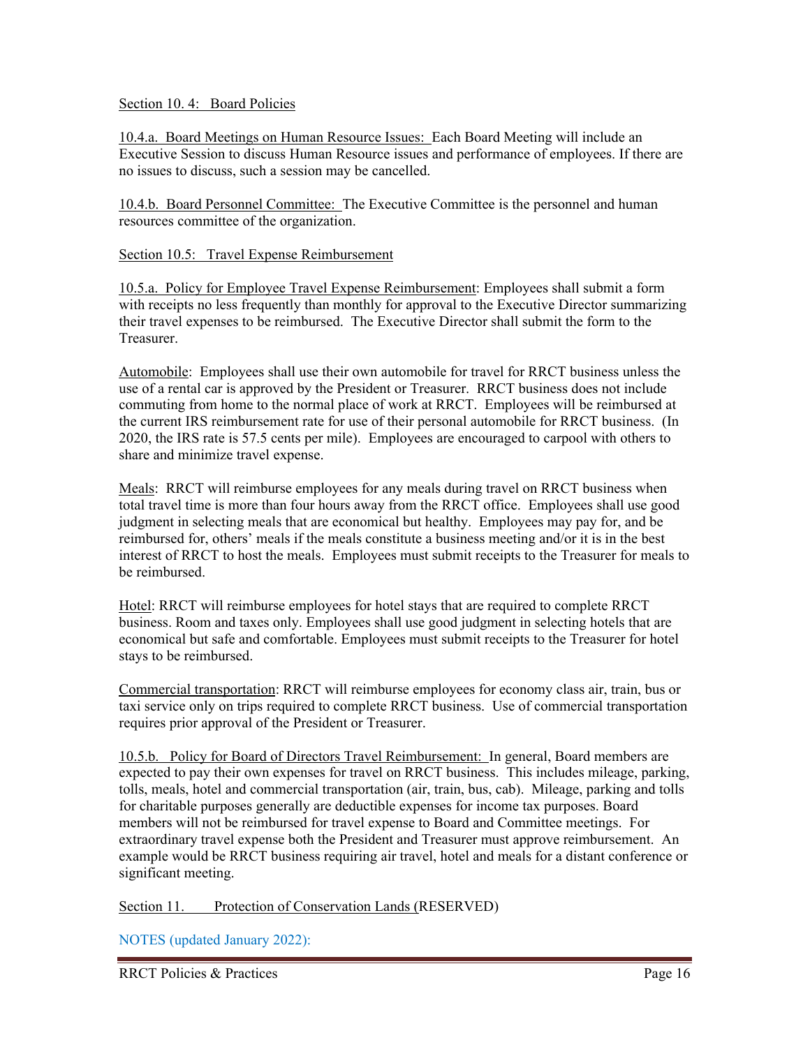Section 10. 4: Board Policies

10.4.a. Board Meetings on Human Resource Issues: Each Board Meeting will include an Executive Session to discuss Human Resource issues and performance of employees. If there are no issues to discuss, such a session may be cancelled.

10.4.b. Board Personnel Committee: The Executive Committee is the personnel and human resources committee of the organization.

Section 10.5: Travel Expense Reimbursement

10.5.a. Policy for Employee Travel Expense Reimbursement: Employees shall submit a form with receipts no less frequently than monthly for approval to the Executive Director summarizing their travel expenses to be reimbursed. The Executive Director shall submit the form to the Treasurer.

Automobile: Employees shall use their own automobile for travel for RRCT business unless the use of a rental car is approved by the President or Treasurer. RRCT business does not include commuting from home to the normal place of work at RRCT. Employees will be reimbursed at the current IRS reimbursement rate for use of their personal automobile for RRCT business. (In 2020, the IRS rate is 57.5 cents per mile). Employees are encouraged to carpool with others to share and minimize travel expense.

Meals: RRCT will reimburse employees for any meals during travel on RRCT business when total travel time is more than four hours away from the RRCT office. Employees shall use good judgment in selecting meals that are economical but healthy. Employees may pay for, and be reimbursed for, others' meals if the meals constitute a business meeting and/or it is in the best interest of RRCT to host the meals. Employees must submit receipts to the Treasurer for meals to be reimbursed.

Hotel: RRCT will reimburse employees for hotel stays that are required to complete RRCT business. Room and taxes only. Employees shall use good judgment in selecting hotels that are economical but safe and comfortable. Employees must submit receipts to the Treasurer for hotel stays to be reimbursed.

Commercial transportation: RRCT will reimburse employees for economy class air, train, bus or taxi service only on trips required to complete RRCT business. Use of commercial transportation requires prior approval of the President or Treasurer.

10.5.b. Policy for Board of Directors Travel Reimbursement: In general, Board members are expected to pay their own expenses for travel on RRCT business. This includes mileage, parking, tolls, meals, hotel and commercial transportation (air, train, bus, cab). Mileage, parking and tolls for charitable purposes generally are deductible expenses for income tax purposes. Board members will not be reimbursed for travel expense to Board and Committee meetings. For extraordinary travel expense both the President and Treasurer must approve reimbursement. An example would be RRCT business requiring air travel, hotel and meals for a distant conference or significant meeting.

Section 11. Protection of Conservation Lands (RESERVED)

NOTES (updated January 2022):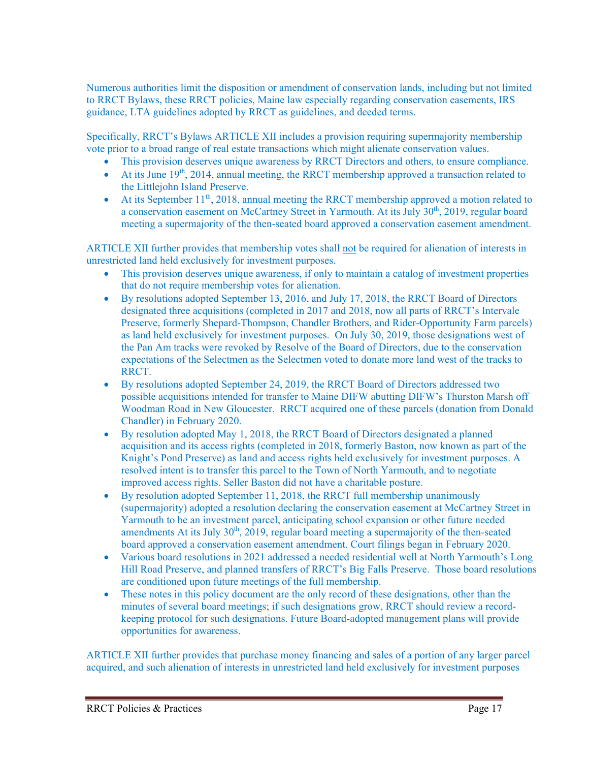Numerous authorities limit the disposition or amendment of conservation lands, including but not limited to RRCT Bylaws, these RRCT policies, Maine law especially regarding conservation easements, IRS guidance, LTA guidelines adopted by RRCT as guidelines, and deeded terms.

Specifically, RRCT's Bylaws ARTICLE XII includes a provision requiring supermajority membership vote prior to a broad range of real estate transactions which might alienate conservation values.

- This provision deserves unique awareness by RRCT Directors and others, to ensure compliance.
- At its June 19th, 2014, annual meeting, the RRCT membership approved a transaction related to the Littlejohn Island Preserve.
- At its September 11th, 2018, annual meeting the RRCT membership approved a motion related to a conservation easement on McCartney Street in Yarmouth. At its July 30th, 2019, regular board meeting a supermajority of the then-seated board approved a conservation easement amendment.

ARTICLE XII further provides that membership votes shall not be required for alienation of interests in unrestricted land held exclusively for investment purposes.

- This provision deserves unique awareness, if only to maintain a catalog of investment properties that do not require membership votes for alienation.
- By resolutions adopted September 13, 2016, and July 17, 2018, the RRCT Board of Directors designated three acquisitions (completed in 2017 and 2018, now all parts of RRCT's Intervale Preserve, formerly Shepard-Thompson, Chandler Brothers, and Rider-Opportunity Farm parcels) as land held exclusively for investment purposes. On July 30, 2019, those designations west of the Pan Am tracks were revoked by Resolve of the Board of Directors, due to the conservation expectations of the Selectmen as the Selectmen voted to donate more land west of the tracks to RRCT.
- By resolutions adopted September 24, 2019, the RRCT Board of Directors addressed two possible acquisitions intended for transfer to Maine DIFW abutting DIFW's Thurston Marsh off Woodman Road in New Gloucester. RRCT acquired one of these parcels (donation from Donald Chandler) in February 2020.
- By resolution adopted May 1, 2018, the RRCT Board of Directors designated a planned acquisition and its access rights (completed in 2018, formerly Baston, now known as part of the Knight's Pond Preserve) as land and access rights held exclusively for investment purposes. A resolved intent is to transfer this parcel to the Town of North Yarmouth, and to negotiate improved access rights. Seller Baston did not have a charitable posture.
- By resolution adopted September 11, 2018, the RRCT full membership unanimously (supermajority) adopted a resolution declaring the conservation easement at McCartney Street in Yarmouth to be an investment parcel, anticipating school expansion or other future needed amendments At its July 30th, 2019, regular board meeting a supermajority of the then-seated board approved a conservation easement amendment. Court filings began in February 2020.
- Various board resolutions in 2021 addressed a needed residential well at North Yarmouth's Long Hill Road Preserve, and planned transfers of RRCT's Big Falls Preserve. Those board resolutions are conditioned upon future meetings of the full membership.
- These notes in this policy document are the only record of these designations, other than the minutes of several board meetings; if such designations grow, RRCT should review a record-keeping protocol for such designations. Future Board-adopted management plans will provide opportunities for awareness.

ARTICLE XII further provides that purchase money financing and sales of a portion of any larger parcel acquired, and such alienation of interests in unrestricted land held exclusively for investment purposes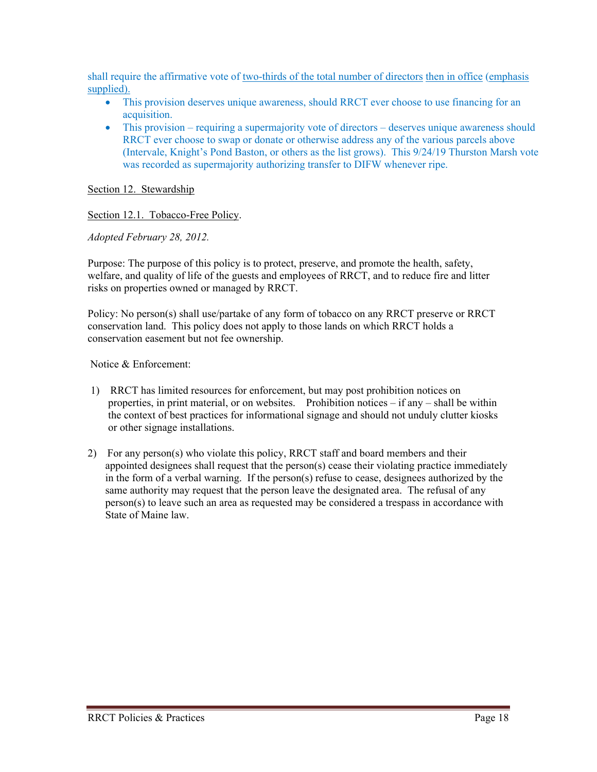shall require the affirmative vote of two-thirds of the total number of directors then in office (emphasis supplied).

- This provision deserves unique awareness, should RRCT ever choose to use financing for an acquisition.
- This provision – requiring a supermajority vote of directors – deserves unique awareness should RRCT ever choose to swap or donate or otherwise address any of the various parcels above (Intervale, Knight's Pond Baston, or others as the list grows). This 9/24/19 Thurston Marsh vote was recorded as supermajority authorizing transfer to DIFW whenever ripe.

Section 12. Stewardship

Section 12.1. Tobacco-Free Policy.

*Adopted February 28, 2012.*

Purpose: The purpose of this policy is to protect, preserve, and promote the health, safety, welfare, and quality of life of the guests and employees of RRCT, and to reduce fire and litter risks on properties owned or managed by RRCT.

Policy: No person(s) shall use/partake of any form of tobacco on any RRCT preserve or RRCT conservation land. This policy does not apply to those lands on which RRCT holds a conservation easement but not fee ownership.

Notice & Enforcement:

1) RRCT has limited resources for enforcement, but may post prohibition notices on properties, in print material, or on websites. Prohibition notices – if any – shall be within the context of best practices for informational signage and should not unduly clutter kiosks or other signage installations.

2) For any person(s) who violate this policy, RRCT staff and board members and their appointed designees shall request that the person(s) cease their violating practice immediately in the form of a verbal warning. If the person(s) refuse to cease, designees authorized by the same authority may request that the person leave the designated area. The refusal of any person(s) to leave such an area as requested may be considered a trespass in accordance with State of Maine law.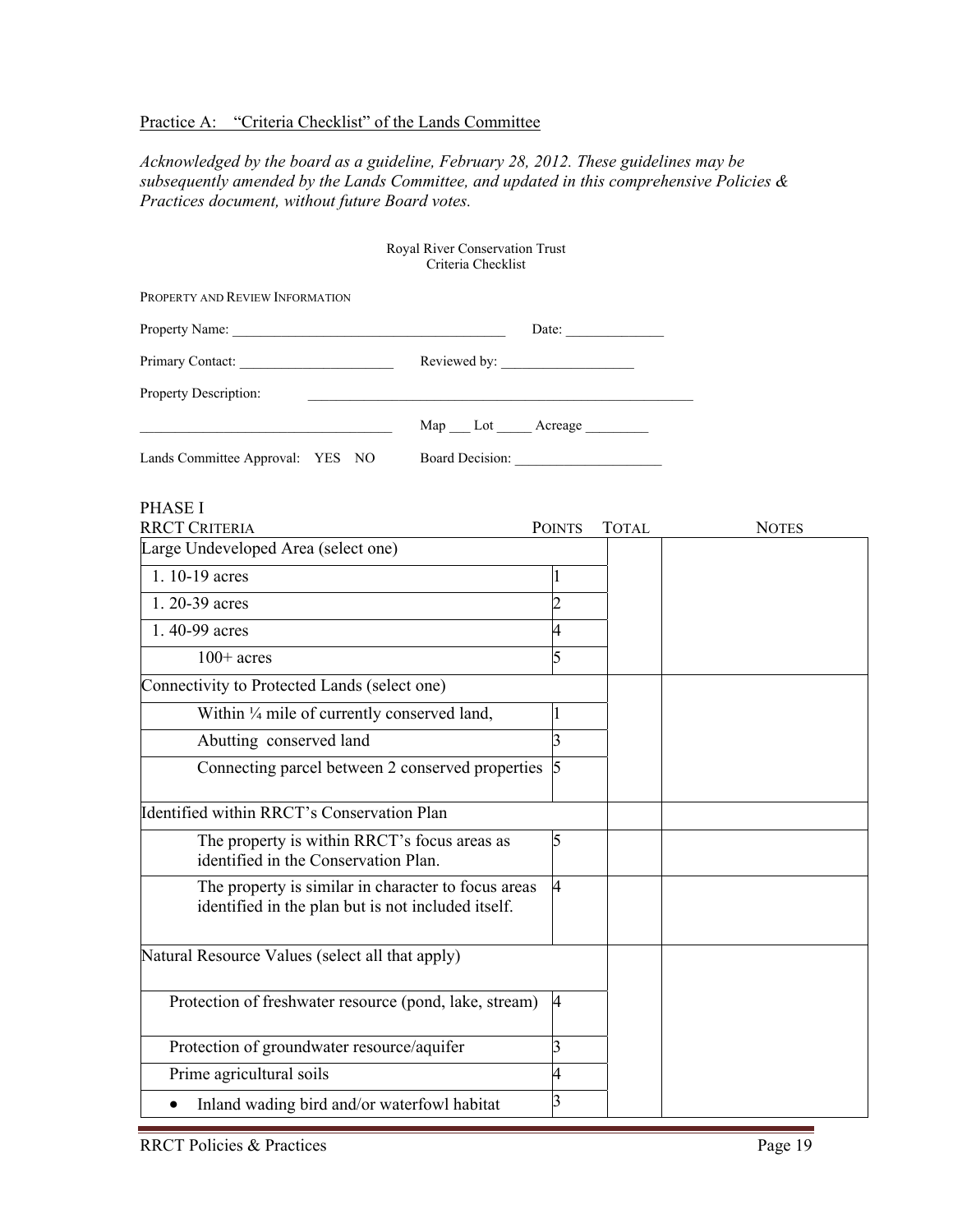Practice A: "Criteria Checklist" of the Lands Committee

*Acknowledged by the board as a guideline, February 28, 2012. These guidelines may be subsequently amended by the Lands Committee, and updated in this comprehensive Policies & Practices document, without future Board votes.*

Royal River Conservation Trust
Criteria Checklist

PROPERTY AND REVIEW INFORMATION

Property Name: ______________________________________ Date: ______________

Primary Contact: ______________________ Reviewed by: ___________________

Property Description: _____________________________________________________

___________________________________ Map ___ Lot _____ Acreage _________

Lands Committee Approval: YES NO Board Decision: ____________________

PHASE I

| RRCT CRITERIA | POINTS | TOTAL | NOTES |
|---|---|---|---|
| Large Undeveloped Area (select one) | | | |
| 1. 10-19 acres | 1 | | |
| 1. 20-39 acres | 2 | | |
| 1. 40-99 acres | 4 | | |
| 100+ acres | 5 | | |
| Connectivity to Protected Lands (select one) | | | |
| Within ¼ mile of currently conserved land, | 1 | | |
| Abutting conserved land | 3 | | |
| Connecting parcel between 2 conserved properties | 5 | | |
| Identified within RRCT's Conservation Plan | | | |
| The property is within RRCT's focus areas as identified in the Conservation Plan. | 5 | | |
| The property is similar in character to focus areas identified in the plan but is not included itself. | 4 | | |
| Natural Resource Values (select all that apply) | | | |
| Protection of freshwater resource (pond, lake, stream) | 4 | | |
| Protection of groundwater resource/aquifer | 3 | | |
| Prime agricultural soils | 4 | | |
| • Inland wading bird and/or waterfowl habitat | 3 | | |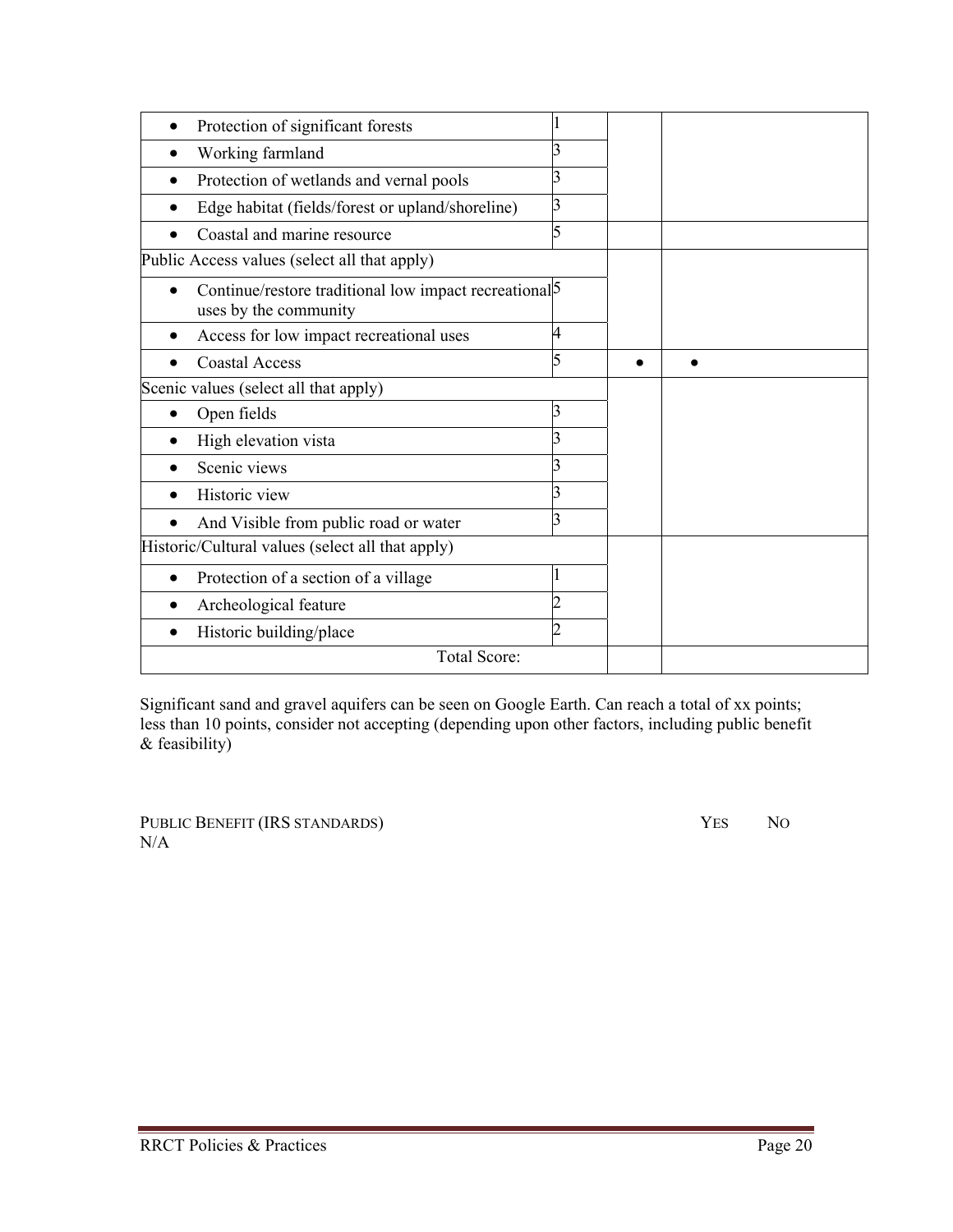| | | | |
|---|---|---|---|
| • Protection of significant forests | 1 | | |
| • Working farmland | 3 | | |
| • Protection of wetlands and vernal pools | 3 | | |
| • Edge habitat (fields/forest or upland/shoreline) | 3 | | |
| • Coastal and marine resource | 5 | | |
| Public Access values (select all that apply) | | | |
| • Continue/restore traditional low impact recreational uses by the community | 5 | | |
| • Access for low impact recreational uses | 4 | | |
| • Coastal Access | 5 | • | • |
| Scenic values (select all that apply) | | | |
| • Open fields | 3 | | |
| • High elevation vista | 3 | | |
| • Scenic views | 3 | | |
| • Historic view | 3 | | |
| • And Visible from public road or water | 3 | | |
| Historic/Cultural values (select all that apply) | | | |
| • Protection of a section of a village | 1 | | |
| • Archeological feature | 2 | | |
| • Historic building/place | 2 | | |
| Total Score: | | | |

Significant sand and gravel aquifers can be seen on Google Earth. Can reach a total of xx points; less than 10 points, consider not accepting (depending upon other factors, including public benefit & feasibility)

PUBLIC BENEFIT (IRS STANDARDS) YES NO N/A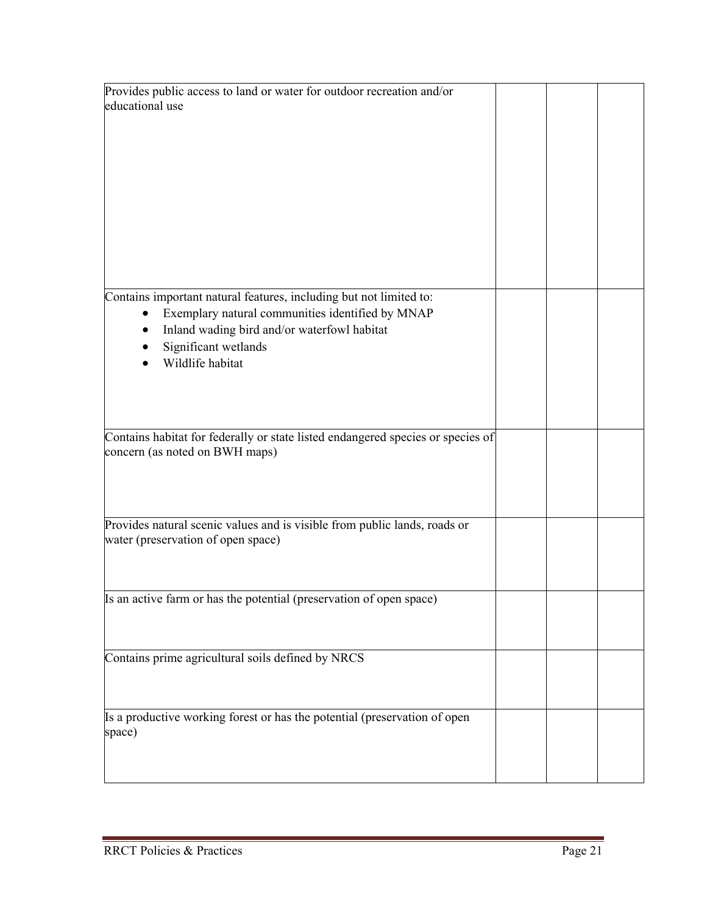| | | | |
|---|---|---|---|
| Provides public access to land or water for outdoor recreation and/or educational use | | | |
| Contains important natural features, including but not limited to:<br>• Exemplary natural communities identified by MNAP<br>• Inland wading bird and/or waterfowl habitat<br>• Significant wetlands<br>• Wildlife habitat | | | |
| Contains habitat for federally or state listed endangered species or species of concern (as noted on BWH maps) | | | |
| Provides natural scenic values and is visible from public lands, roads or water (preservation of open space) | | | |
| Is an active farm or has the potential (preservation of open space) | | | |
| Contains prime agricultural soils defined by NRCS | | | |
| Is a productive working forest or has the potential (preservation of open space) | | | |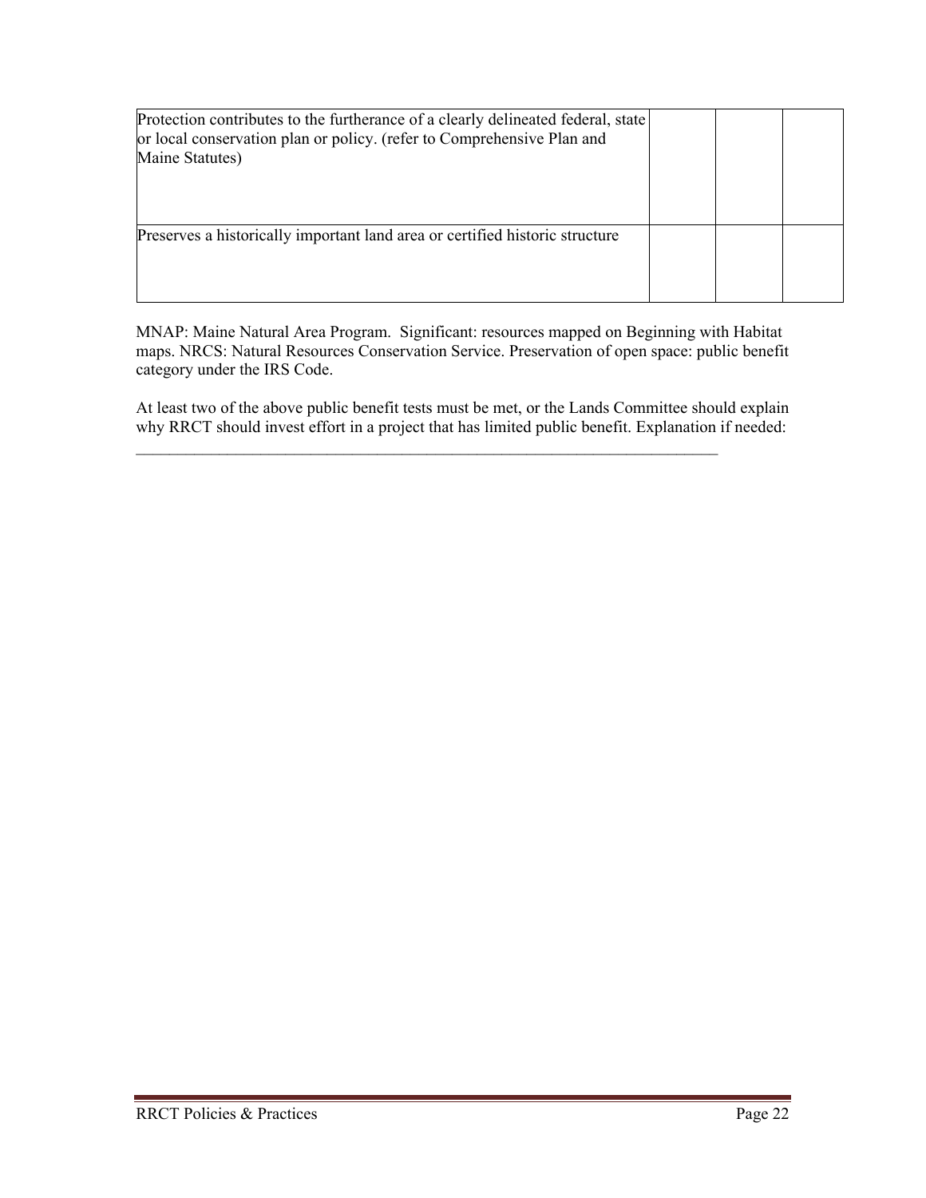| | | | |
|---|---|---|---|
| Protection contributes to the furtherance of a clearly delineated federal, state or local conservation plan or policy. (refer to Comprehensive Plan and Maine Statutes) | | | |
| Preserves a historically important land area or certified historic structure | | | |

MNAP: Maine Natural Area Program. Significant: resources mapped on Beginning with Habitat maps. NRCS: Natural Resources Conservation Service. Preservation of open space: public benefit category under the IRS Code.

At least two of the above public benefit tests must be met, or the Lands Committee should explain why RRCT should invest effort in a project that has limited public benefit. Explanation if needed: \_\_\_\_\_\_\_\_\_\_\_\_\_\_\_\_\_\_\_\_\_\_\_\_\_\_\_\_\_\_\_\_\_\_\_\_\_\_\_\_\_\_\_\_\_\_\_\_\_\_\_\_\_\_\_\_\_\_\_\_\_\_\_\_\_\_\_\_\_\_\_\_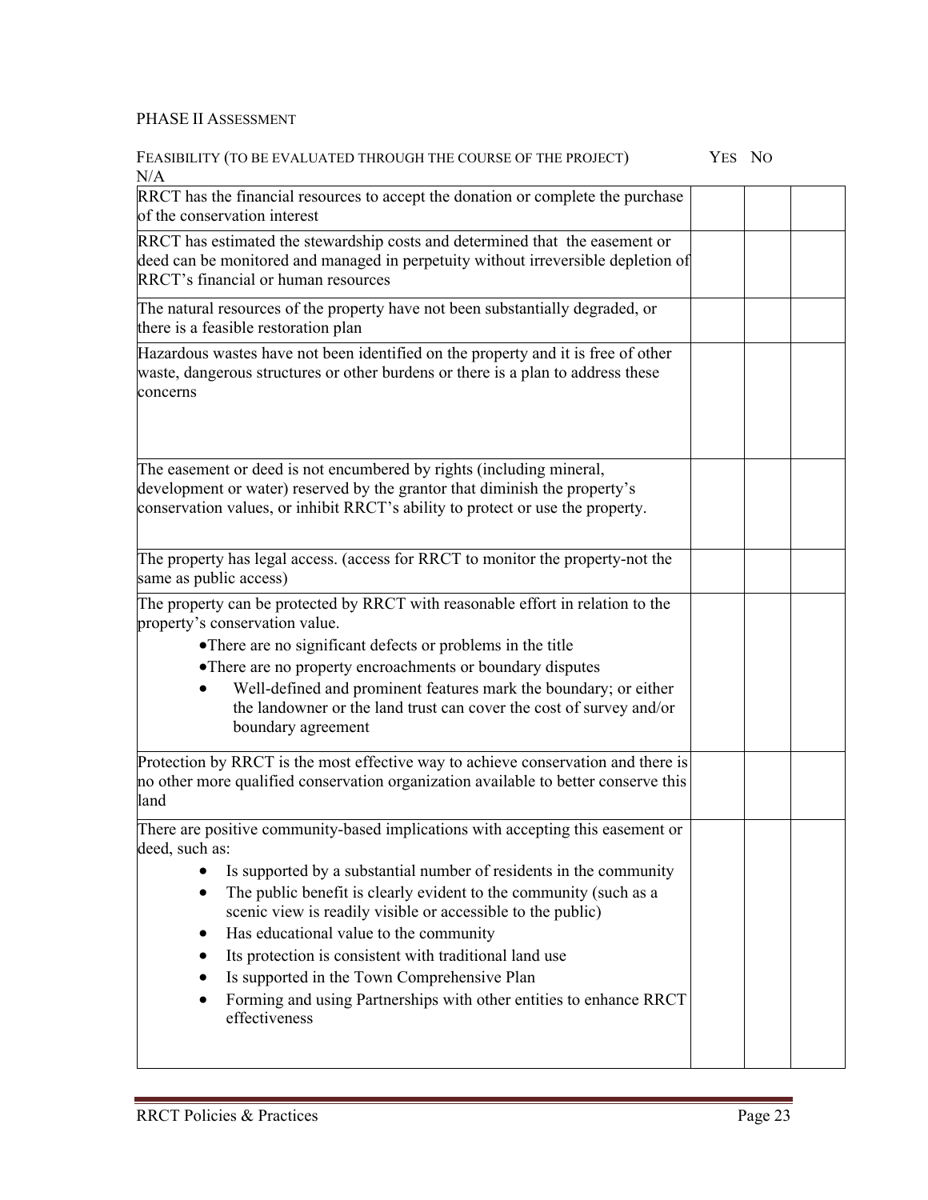PHASE II ASSESSMENT

| FEASIBILITY (TO BE EVALUATED THROUGH THE COURSE OF THE PROJECT) | YES | NO | N/A |
|---|---|---|---|
| RRCT has the financial resources to accept the donation or complete the purchase of the conservation interest | | | |
| RRCT has estimated the stewardship costs and determined that the easement or deed can be monitored and managed in perpetuity without irreversible depletion of RRCT's financial or human resources | | | |
| The natural resources of the property have not been substantially degraded, or there is a feasible restoration plan | | | |
| Hazardous wastes have not been identified on the property and it is free of other waste, dangerous structures or other burdens or there is a plan to address these concerns | | | |
| The easement or deed is not encumbered by rights (including mineral, development or water) reserved by the grantor that diminish the property's conservation values, or inhibit RRCT's ability to protect or use the property. | | | |
| The property has legal access. (access for RRCT to monitor the property-not the same as public access) | | | |
| The property can be protected by RRCT with reasonable effort in relation to the property's conservation value.<br>• There are no significant defects or problems in the title<br>• There are no property encroachments or boundary disputes<br>• Well-defined and prominent features mark the boundary; or either the landowner or the land trust can cover the cost of survey and/or boundary agreement | | | |
| Protection by RRCT is the most effective way to achieve conservation and there is no other more qualified conservation organization available to better conserve this land | | | |
| There are positive community-based implications with accepting this easement or deed, such as:<br>• Is supported by a substantial number of residents in the community<br>• The public benefit is clearly evident to the community (such as a scenic view is readily visible or accessible to the public)<br>• Has educational value to the community<br>• Its protection is consistent with traditional land use<br>• Is supported in the Town Comprehensive Plan<br>• Forming and using Partnerships with other entities to enhance RRCT effectiveness | | | |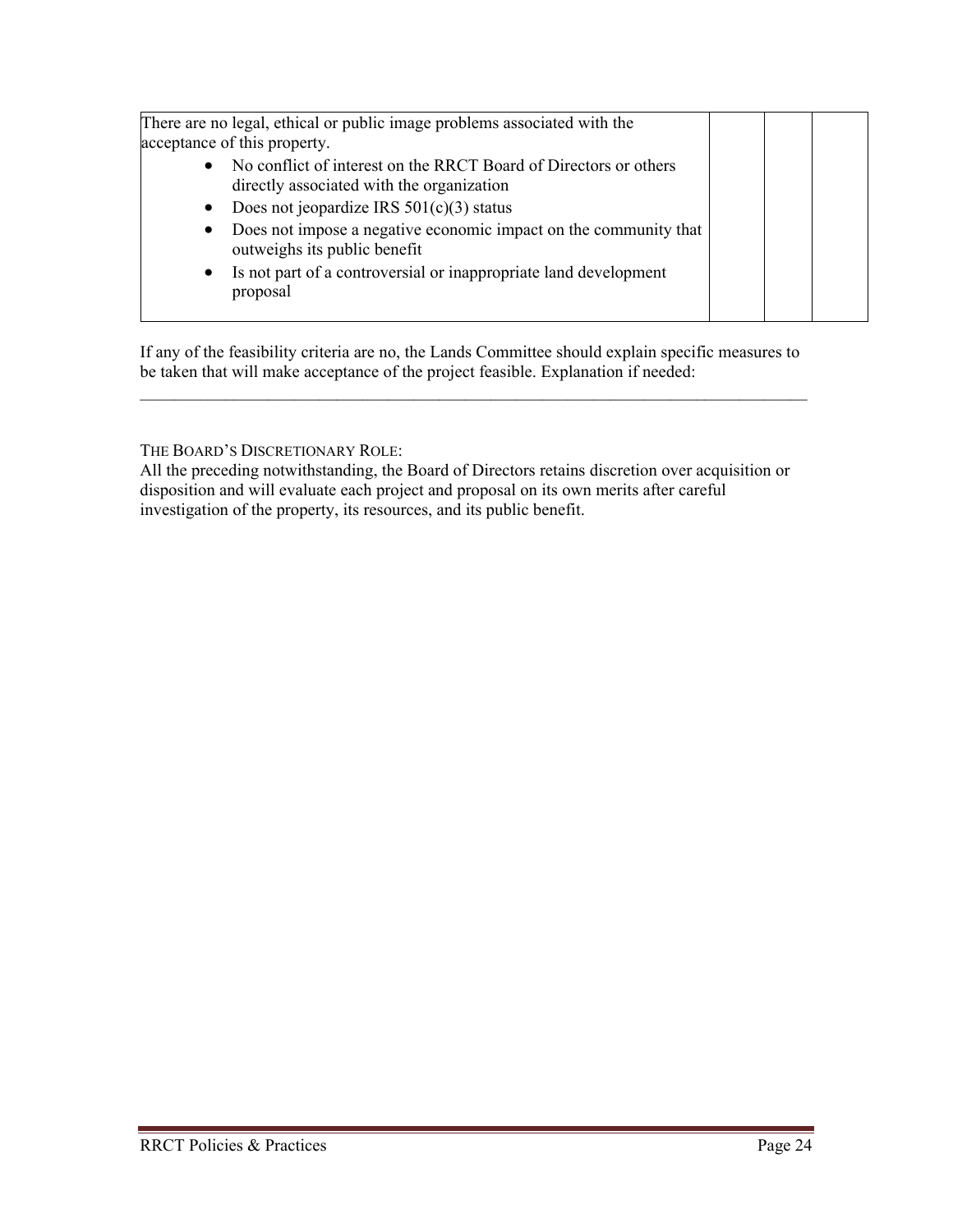| | | | |
|---|---|---|---|
| There are no legal, ethical or public image problems associated with the acceptance of this property.<br>• No conflict of interest on the RRCT Board of Directors or others directly associated with the organization<br>• Does not jeopardize IRS 501(c)(3) status<br>• Does not impose a negative economic impact on the community that outweighs its public benefit<br>• Is not part of a controversial or inappropriate land development proposal | | | |

If any of the feasibility criteria are no, the Lands Committee should explain specific measures to be taken that will make acceptance of the project feasible. Explanation if needed:
\_\_\_\_\_\_\_\_\_\_\_\_\_\_\_\_\_\_\_\_\_\_\_\_\_\_\_\_\_\_\_\_\_\_\_\_\_\_\_\_\_\_\_\_\_\_\_\_\_\_\_\_\_\_\_\_\_\_\_\_\_\_\_\_\_\_\_\_\_\_\_\_\_\_\_\_\_\_

THE BOARD'S DISCRETIONARY ROLE:
All the preceding notwithstanding, the Board of Directors retains discretion over acquisition or disposition and will evaluate each project and proposal on its own merits after careful investigation of the property, its resources, and its public benefit.